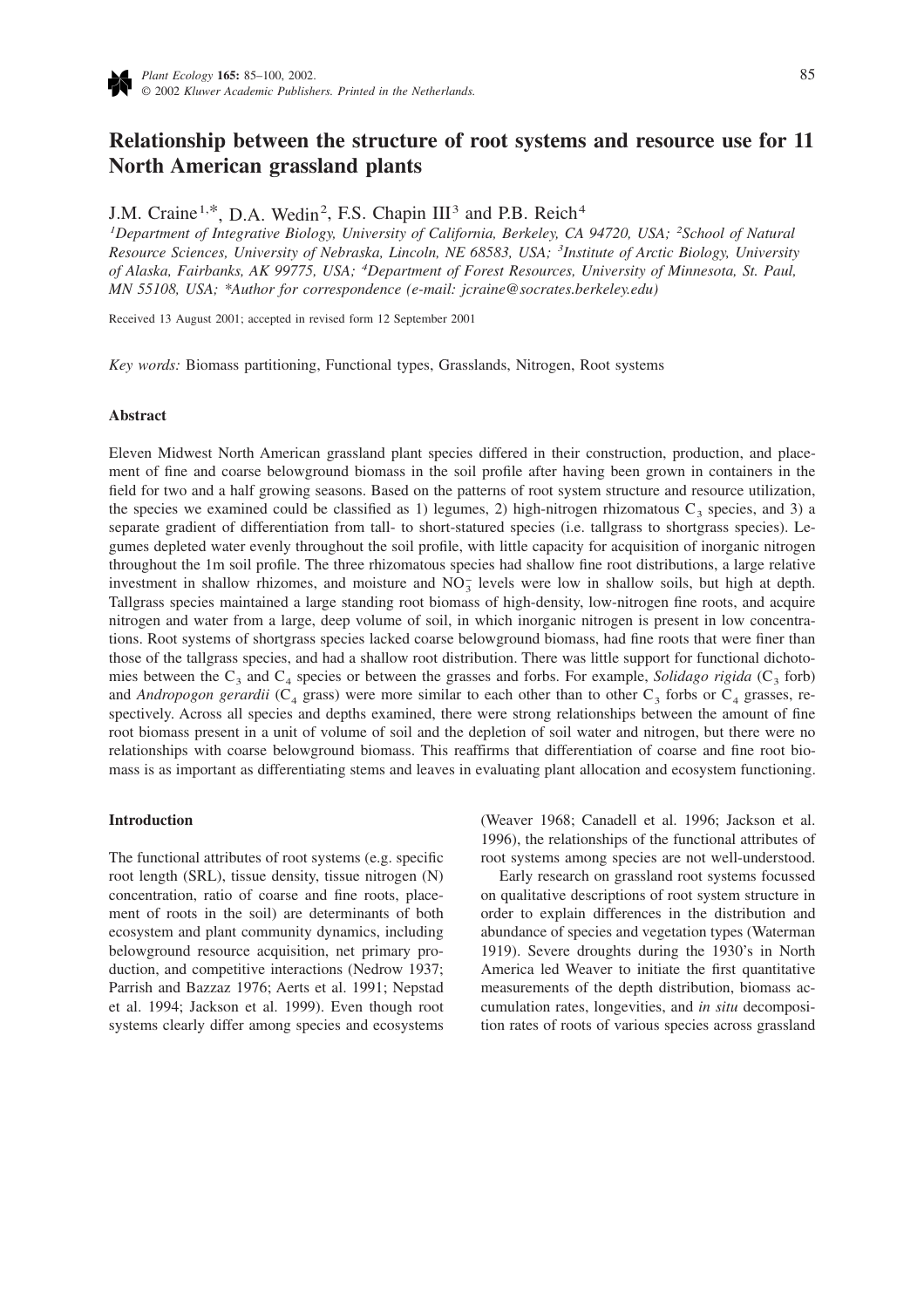# Relationship between the structure of root systems and resource use for 11 North American grassland plants

J.M. Craine[1,*], D.A. Wedin[2], F.S. Chapin III[3] and P.B. Reich[4]

[1]*Department of Integrative Biology, University of California, Berkeley, CA 94720, USA;* [2]*School of Natural Resource Sciences, University of Nebraska, Lincoln, NE 68583, USA;* [3]*Institute of Arctic Biology, University of Alaska, Fairbanks, AK 99775, USA;* [4]*Department of Forest Resources, University of Minnesota, St. Paul, MN 55108, USA; *Author for correspondence (e-mail: jcraine@socrates.berkeley.edu)*

Received 13 August 2001; accepted in revised form 12 September 2001

*Key words:* Biomass partitioning, Functional types, Grasslands, Nitrogen, Root systems

## Abstract

Eleven Midwest North American grassland plant species differed in their construction, production, and placement of fine and coarse belowground biomass in the soil profile after having been grown in containers in the field for two and a half growing seasons. Based on the patterns of root system structure and resource utilization, the species we examined could be classified as 1) legumes, 2) high-nitrogen rhizomatous $C_3$ species, and 3) a separate gradient of differentiation from tall- to short-statured species (i.e. tallgrass to shortgrass species). Legumes depleted water evenly throughout the soil profile, with little capacity for acquisition of inorganic nitrogen throughout the 1m soil profile. The three rhizomatous species had shallow fine root distributions, a large relative investment in shallow rhizomes, and moisture and $NO_3^-$ levels were low in shallow soils, but high at depth. Tallgrass species maintained a large standing root biomass of high-density, low-nitrogen fine roots, and acquire nitrogen and water from a large, deep volume of soil, in which inorganic nitrogen is present in low concentrations. Root systems of shortgrass species lacked coarse belowground biomass, had fine roots that were finer than those of the tallgrass species, and had a shallow root distribution. There was little support for functional dichotomies between the $C_3$ and $C_4$ species or between the grasses and forbs. For example, *Solidago rigida* ($C_3$ forb) and *Andropogon gerardii* ($C_4$ grass) were more similar to each other than to other $C_3$ forbs or $C_4$ grasses, respectively. Across all species and depths examined, there were strong relationships between the amount of fine root biomass present in a unit of volume of soil and the depletion of soil water and nitrogen, but there were no relationships with coarse belowground biomass. This reaffirms that differentiation of coarse and fine root biomass is as important as differentiating stems and leaves in evaluating plant allocation and ecosystem functioning.

## Introduction

The functional attributes of root systems (e.g. specific root length (SRL), tissue density, tissue nitrogen (N) concentration, ratio of coarse and fine roots, placement of roots in the soil) are determinants of both ecosystem and plant community dynamics, including belowground resource acquisition, net primary production, and competitive interactions (Nedrow 1937; Parrish and Bazzaz 1976; Aerts et al. 1991; Nepstad et al. 1994; Jackson et al. 1999). Even though root systems clearly differ among species and ecosystems (Weaver 1968; Canadell et al. 1996; Jackson et al. 1996), the relationships of the functional attributes of root systems among species are not well-understood.

Early research on grassland root systems focussed on qualitative descriptions of root system structure in order to explain differences in the distribution and abundance of species and vegetation types (Waterman 1919). Severe droughts during the 1930's in North America led Weaver to initiate the first quantitative measurements of the depth distribution, biomass accumulation rates, longevities, and *in situ* decomposition rates of roots of various species across grassland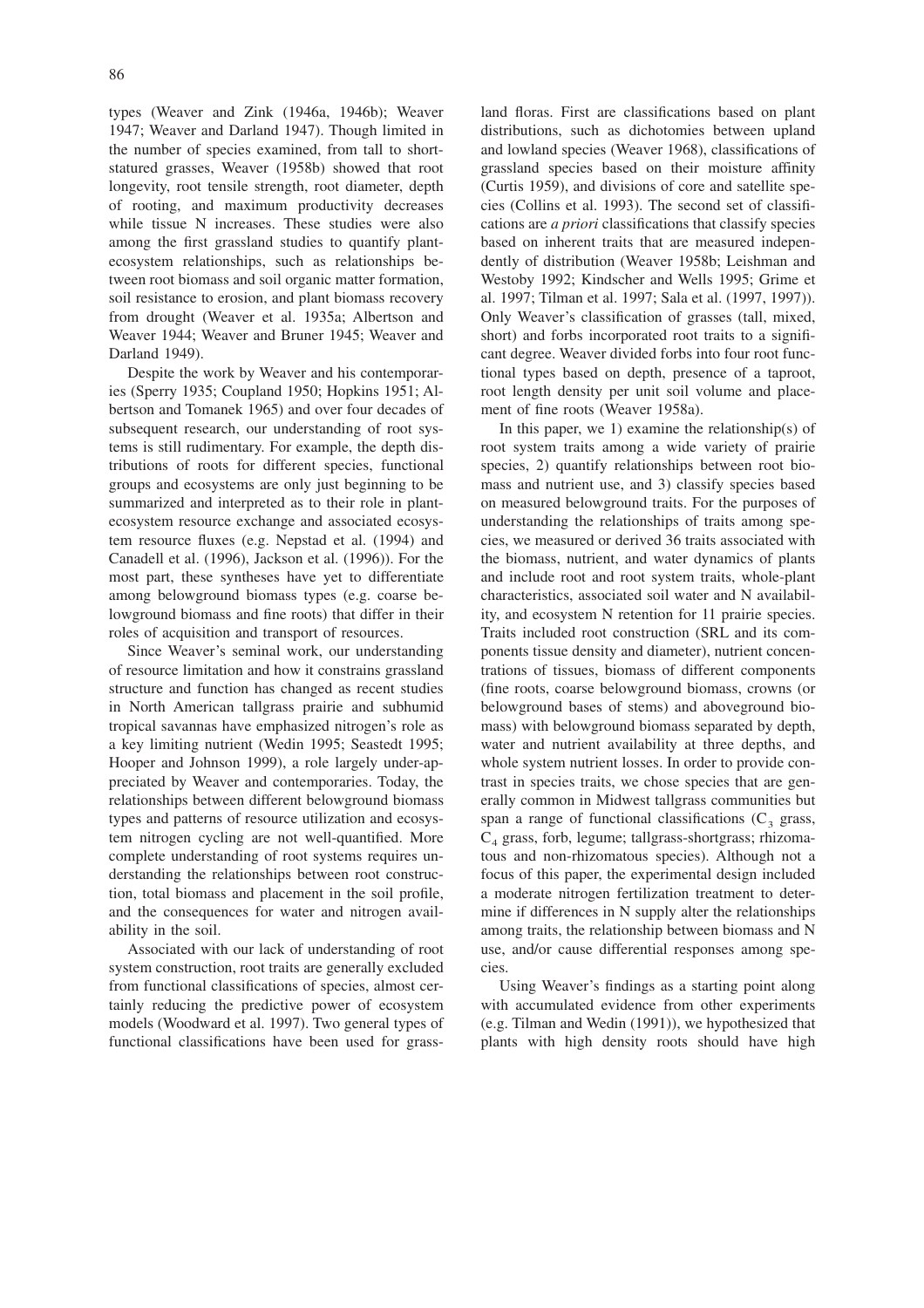types (Weaver and Zink (1946a, 1946b); Weaver 1947; Weaver and Darland 1947). Though limited in the number of species examined, from tall to short-statured grasses, Weaver (1958b) showed that root longevity, root tensile strength, root diameter, depth of rooting, and maximum productivity decreases while tissue N increases. These studies were also among the first grassland studies to quantify plant-ecosystem relationships, such as relationships between root biomass and soil organic matter formation, soil resistance to erosion, and plant biomass recovery from drought (Weaver et al. 1935a; Albertson and Weaver 1944; Weaver and Bruner 1945; Weaver and Darland 1949).

Despite the work by Weaver and his contemporaries (Sperry 1935; Coupland 1950; Hopkins 1951; Albertson and Tomanek 1965) and over four decades of subsequent research, our understanding of root systems is still rudimentary. For example, the depth distributions of roots for different species, functional groups and ecosystems are only just beginning to be summarized and interpreted as to their role in plant-ecosystem resource exchange and associated ecosystem resource fluxes (e.g. Nepstad et al. (1994) and Canadell et al. (1996), Jackson et al. (1996)). For the most part, these syntheses have yet to differentiate among belowground biomass types (e.g. coarse belowground biomass and fine roots) that differ in their roles of acquisition and transport of resources.

Since Weaver's seminal work, our understanding of resource limitation and how it constrains grassland structure and function has changed as recent studies in North American tallgrass prairie and subhumid tropical savannas have emphasized nitrogen's role as a key limiting nutrient (Wedin 1995; Seastedt 1995; Hooper and Johnson 1999), a role largely under-appreciated by Weaver and contemporaries. Today, the relationships between different belowground biomass types and patterns of resource utilization and ecosystem nitrogen cycling are not well-quantified. More complete understanding of root systems requires understanding the relationships between root construction, total biomass and placement in the soil profile, and the consequences for water and nitrogen availability in the soil.

Associated with our lack of understanding of root system construction, root traits are generally excluded from functional classifications of species, almost certainly reducing the predictive power of ecosystem models (Woodward et al. 1997). Two general types of functional classifications have been used for grassland floras. First are classifications based on plant distributions, such as dichotomies between upland and lowland species (Weaver 1968), classifications of grassland species based on their moisture affinity (Curtis 1959), and divisions of core and satellite species (Collins et al. 1993). The second set of classifications are *a priori* classifications that classify species based on inherent traits that are measured independently of distribution (Weaver 1958b; Leishman and Westoby 1992; Kindscher and Wells 1995; Grime et al. 1997; Tilman et al. 1997; Sala et al. (1997, 1997)). Only Weaver's classification of grasses (tall, mixed, short) and forbs incorporated root traits to a significant degree. Weaver divided forbs into four root functional types based on depth, presence of a taproot, root length density per unit soil volume and placement of fine roots (Weaver 1958a).

In this paper, we 1) examine the relationship(s) of root system traits among a wide variety of prairie species, 2) quantify relationships between root biomass and nutrient use, and 3) classify species based on measured belowground traits. For the purposes of understanding the relationships of traits among species, we measured or derived 36 traits associated with the biomass, nutrient, and water dynamics of plants and include root and root system traits, whole-plant characteristics, associated soil water and N availability, and ecosystem N retention for 11 prairie species. Traits included root construction (SRL and its components tissue density and diameter), nutrient concentrations of tissues, biomass of different components (fine roots, coarse belowground biomass, crowns (or belowground bases of stems) and aboveground biomass) with belowground biomass separated by depth, water and nutrient availability at three depths, and whole system nutrient losses. In order to provide contrast in species traits, we chose species that are generally common in Midwest tallgrass communities but span a range of functional classifications ($C_3$ grass, $C_4$ grass, forb, legume; tallgrass-shortgrass; rhizomatous and non-rhizomatous species). Although not a focus of this paper, the experimental design included a moderate nitrogen fertilization treatment to determine if differences in N supply alter the relationships among traits, the relationship between biomass and N use, and/or cause differential responses among species.

Using Weaver's findings as a starting point along with accumulated evidence from other experiments (e.g. Tilman and Wedin (1991)), we hypothesized that plants with high density roots should have high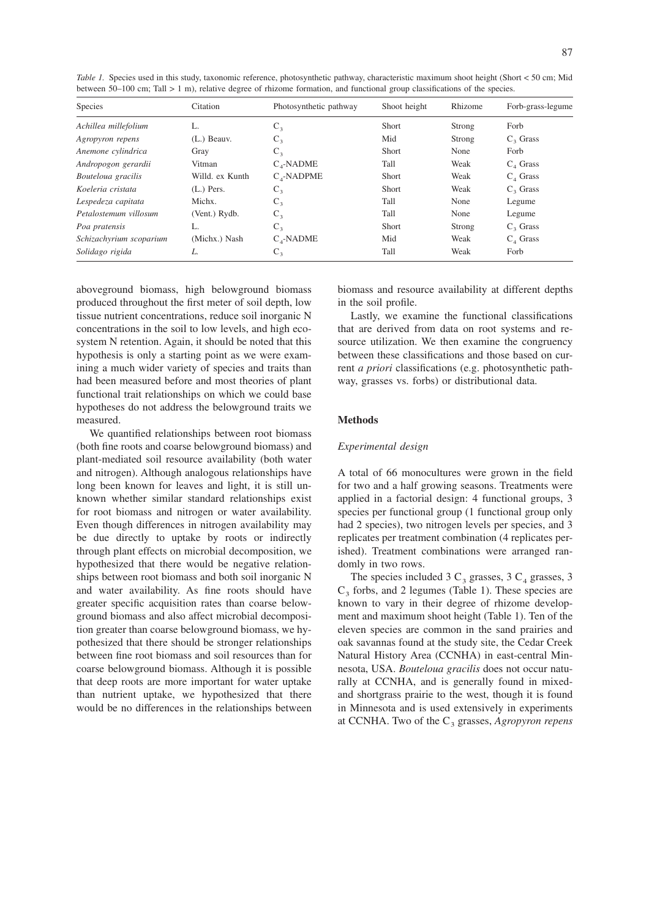*Table 1.* Species used in this study, taxonomic reference, photosynthetic pathway, characteristic maximum shoot height (Short < 50 cm; Mid between 50–100 cm; Tall > 1 m), relative degree of rhizome formation, and functional group classifications of the species.

| Species | Citation | Photosynthetic pathway | Shoot height | Rhizome | Forb-grass-legume |
|---|---|---|---|---|---|
| *Achillea millefolium* | L. | $C_3$ | Short | Strong | Forb |
| *Agropyron repens* | (L.) Beauv. | $C_3$ | Mid | Strong | $C_3$ Grass |
| *Anemone cylindrica* | Gray | $C_3$ | Short | None | Forb |
| *Andropogon gerardii* | Vitman | $C_4$-NADME | Tall | Weak | $C_4$ Grass |
| *Bouteloua gracilis* | Willd. ex Kunth | $C_4$-NADPME | Short | Weak | $C_4$ Grass |
| *Koeleria cristata* | (L.) Pers. | $C_3$ | Short | Weak | $C_3$ Grass |
| *Lespedeza capitata* | Michx. | $C_3$ | Tall | None | Legume |
| *Petalostemum villosum* | (Vent.) Rydb. | $C_3$ | Tall | None | Legume |
| *Poa pratensis* | L. | $C_3$ | Short | Strong | $C_3$ Grass |
| *Schizachyrium scoparium* | (Michx.) Nash | $C_4$-NADME | Mid | Weak | $C_4$ Grass |
| *Solidago rigida* | *L.* | $C_3$ | Tall | Weak | Forb |

aboveground biomass, high belowground biomass produced throughout the first meter of soil depth, low tissue nutrient concentrations, reduce soil inorganic N concentrations in the soil to low levels, and high ecosystem N retention. Again, it should be noted that this hypothesis is only a starting point as we were examining a much wider variety of species and traits than had been measured before and most theories of plant functional trait relationships on which we could base hypotheses do not address the belowground traits we measured.

We quantified relationships between root biomass (both fine roots and coarse belowground biomass) and plant-mediated soil resource availability (both water and nitrogen). Although analogous relationships have long been known for leaves and light, it is still unknown whether similar standard relationships exist for root biomass and nitrogen or water availability. Even though differences in nitrogen availability may be due directly to uptake by roots or indirectly through plant effects on microbial decomposition, we hypothesized that there would be negative relationships between root biomass and both soil inorganic N and water availability. As fine roots should have greater specific acquisition rates than coarse belowground biomass and also affect microbial decomposition greater than coarse belowground biomass, we hypothesized that there should be stronger relationships between fine root biomass and soil resources than for coarse belowground biomass. Although it is possible that deep roots are more important for water uptake than nutrient uptake, we hypothesized that there would be no differences in the relationships between biomass and resource availability at different depths in the soil profile.

Lastly, we examine the functional classifications that are derived from data on root systems and resource utilization. We then examine the congruency between these classifications and those based on current *a priori* classifications (e.g. photosynthetic pathway, grasses vs. forbs) or distributional data.

## Methods

### *Experimental design*

A total of 66 monocultures were grown in the field for two and a half growing seasons. Treatments were applied in a factorial design: 4 functional groups, 3 species per functional group (1 functional group only had 2 species), two nitrogen levels per species, and 3 replicates per treatment combination (4 replicates perished). Treatment combinations were arranged randomly in two rows.

The species included 3 $C_3$ grasses, 3 $C_4$ grasses, 3 $C_3$ forbs, and 2 legumes (Table 1). These species are known to vary in their degree of rhizome development and maximum shoot height (Table 1). Ten of the eleven species are common in the sand prairies and oak savannas found at the study site, the Cedar Creek Natural History Area (CCNHA) in east-central Minnesota, USA. *Bouteloua gracilis* does not occur naturally at CCNHA, and is generally found in mixed- and shortgrass prairie to the west, though it is found in Minnesota and is used extensively in experiments at CCNHA. Two of the $C_3$ grasses, *Agropyron repens*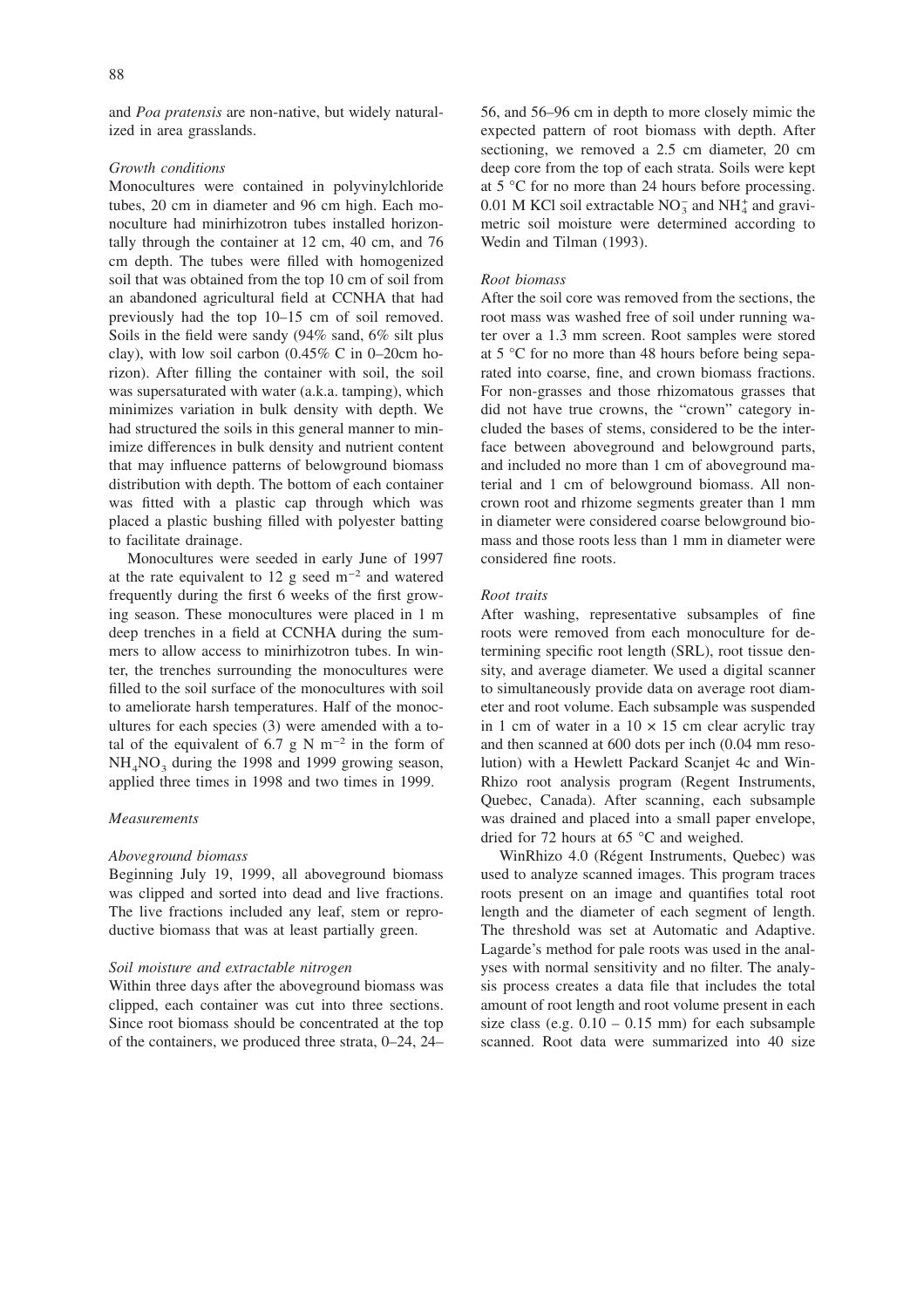and *Poa pratensis* are non-native, but widely naturalized in area grasslands.

### *Growth conditions*

Monocultures were contained in polyvinylchloride tubes, 20 cm in diameter and 96 cm high. Each monoculture had minirhizotron tubes installed horizontally through the container at 12 cm, 40 cm, and 76 cm depth. The tubes were filled with homogenized soil that was obtained from the top 10 cm of soil from an abandoned agricultural field at CCNHA that had previously had the top 10–15 cm of soil removed. Soils in the field were sandy (94% sand, 6% silt plus clay), with low soil carbon (0.45% C in 0–20cm horizon). After filling the container with soil, the soil was supersaturated with water (a.k.a. tamping), which minimizes variation in bulk density with depth. We had structured the soils in this general manner to minimize differences in bulk density and nutrient content that may influence patterns of belowground biomass distribution with depth. The bottom of each container was fitted with a plastic cap through which was placed a plastic bushing filled with polyester batting to facilitate drainage.

Monocultures were seeded in early June of 1997 at the rate equivalent to 12 g seed $m^{-2}$ and watered frequently during the first 6 weeks of the first growing season. These monocultures were placed in 1 m deep trenches in a field at CCNHA during the summers to allow access to minirhizotron tubes. In winter, the trenches surrounding the monocultures were filled to the soil surface of the monocultures with soil to ameliorate harsh temperatures. Half of the monocultures for each species (3) were amended with a total of the equivalent of 6.7 g N $m^{-2}$ in the form of $NH_4NO_3$ during the 1998 and 1999 growing season, applied three times in 1998 and two times in 1999.

### *Measurements*

#### *Aboveground biomass*

Beginning July 19, 1999, all aboveground biomass was clipped and sorted into dead and live fractions. The live fractions included any leaf, stem or reproductive biomass that was at least partially green.

#### *Soil moisture and extractable nitrogen*

Within three days after the aboveground biomass was clipped, each container was cut into three sections. Since root biomass should be concentrated at the top of the containers, we produced three strata, 0–24, 24–56, and 56–96 cm in depth to more closely mimic the expected pattern of root biomass with depth. After sectioning, we removed a 2.5 cm diameter, 20 cm deep core from the top of each strata. Soils were kept at 5 °C for no more than 24 hours before processing. 0.01 M KCl soil extractable $NO_3^-$ and $NH_4^+$ and gravimetric soil moisture were determined according to Wedin and Tilman (1993).

#### *Root biomass*

After the soil core was removed from the sections, the root mass was washed free of soil under running water over a 1.3 mm screen. Root samples were stored at 5 °C for no more than 48 hours before being separated into coarse, fine, and crown biomass fractions. For non-grasses and those rhizomatous grasses that did not have true crowns, the "crown" category included the bases of stems, considered to be the interface between aboveground and belowground parts, and included no more than 1 cm of aboveground material and 1 cm of belowground biomass. All non-crown root and rhizome segments greater than 1 mm in diameter were considered coarse belowground biomass and those roots less than 1 mm in diameter were considered fine roots.

#### *Root traits*

After washing, representative subsamples of fine roots were removed from each monoculture for determining specific root length (SRL), root tissue density, and average diameter. We used a digital scanner to simultaneously provide data on average root diameter and root volume. Each subsample was suspended in 1 cm of water in a 10 × 15 cm clear acrylic tray and then scanned at 600 dots per inch (0.04 mm resolution) with a Hewlett Packard Scanjet 4c and WinRhizo root analysis program (Regent Instruments, Quebec, Canada). After scanning, each subsample was drained and placed into a small paper envelope, dried for 72 hours at 65 °C and weighed.

WinRhizo 4.0 (Régent Instruments, Quebec) was used to analyze scanned images. This program traces roots present on an image and quantifies total root length and the diameter of each segment of length. The threshold was set at Automatic and Adaptive. Lagarde's method for pale roots was used in the analyses with normal sensitivity and no filter. The analysis process creates a data file that includes the total amount of root length and root volume present in each size class (e.g. 0.10 – 0.15 mm) for each subsample scanned. Root data were summarized into 40 size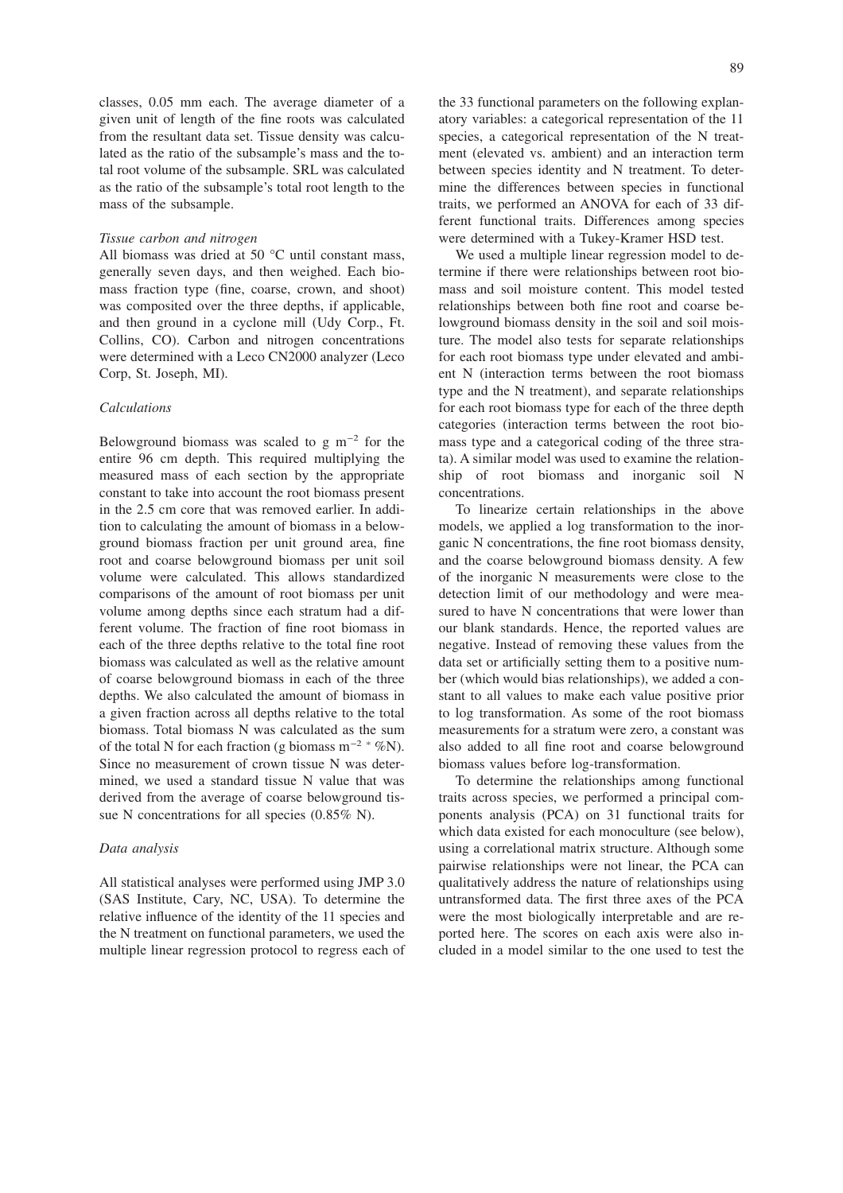classes, 0.05 mm each. The average diameter of a given unit of length of the fine roots was calculated from the resultant data set. Tissue density was calculated as the ratio of the subsample's mass and the total root volume of the subsample. SRL was calculated as the ratio of the subsample's total root length to the mass of the subsample.

*Tissue carbon and nitrogen*

All biomass was dried at 50 °C until constant mass, generally seven days, and then weighed. Each biomass fraction type (fine, coarse, crown, and shoot) was composited over the three depths, if applicable, and then ground in a cyclone mill (Udy Corp., Ft. Collins, CO). Carbon and nitrogen concentrations were determined with a Leco CN2000 analyzer (Leco Corp, St. Joseph, MI).

*Calculations*

Belowground biomass was scaled to g $m^{-2}$ for the entire 96 cm depth. This required multiplying the measured mass of each section by the appropriate constant to take into account the root biomass present in the 2.5 cm core that was removed earlier. In addition to calculating the amount of biomass in a belowground biomass fraction per unit ground area, fine root and coarse belowground biomass per unit soil volume were calculated. This allows standardized comparisons of the amount of root biomass per unit volume among depths since each stratum had a different volume. The fraction of fine root biomass in each of the three depths relative to the total fine root biomass was calculated as well as the relative amount of coarse belowground biomass in each of the three depths. We also calculated the amount of biomass in a given fraction across all depths relative to the total biomass. Total biomass N was calculated as the sum of the total N for each fraction (g biomass $m^{-2}$ * %N). Since no measurement of crown tissue N was determined, we used a standard tissue N value that was derived from the average of coarse belowground tissue N concentrations for all species (0.85% N).

*Data analysis*

All statistical analyses were performed using JMP 3.0 (SAS Institute, Cary, NC, USA). To determine the relative influence of the identity of the 11 species and the N treatment on functional parameters, we used the multiple linear regression protocol to regress each of the 33 functional parameters on the following explanatory variables: a categorical representation of the 11 species, a categorical representation of the N treatment (elevated vs. ambient) and an interaction term between species identity and N treatment. To determine the differences between species in functional traits, we performed an ANOVA for each of 33 different functional traits. Differences among species were determined with a Tukey-Kramer HSD test.

We used a multiple linear regression model to determine if there were relationships between root biomass and soil moisture content. This model tested relationships between both fine root and coarse belowground biomass density in the soil and soil moisture. The model also tests for separate relationships for each root biomass type under elevated and ambient N (interaction terms between the root biomass type and the N treatment), and separate relationships for each root biomass type for each of the three depth categories (interaction terms between the root biomass type and a categorical coding of the three strata). A similar model was used to examine the relationship of root biomass and inorganic soil N concentrations.

To linearize certain relationships in the above models, we applied a log transformation to the inorganic N concentrations, the fine root biomass density, and the coarse belowground biomass density. A few of the inorganic N measurements were close to the detection limit of our methodology and were measured to have N concentrations that were lower than our blank standards. Hence, the reported values are negative. Instead of removing these values from the data set or artificially setting them to a positive number (which would bias relationships), we added a constant to all values to make each value positive prior to log transformation. As some of the root biomass measurements for a stratum were zero, a constant was also added to all fine root and coarse belowground biomass values before log-transformation.

To determine the relationships among functional traits across species, we performed a principal components analysis (PCA) on 31 functional traits for which data existed for each monoculture (see below), using a correlational matrix structure. Although some pairwise relationships were not linear, the PCA can qualitatively address the nature of relationships using untransformed data. The first three axes of the PCA were the most biologically interpretable and are reported here. The scores on each axis were also included in a model similar to the one used to test the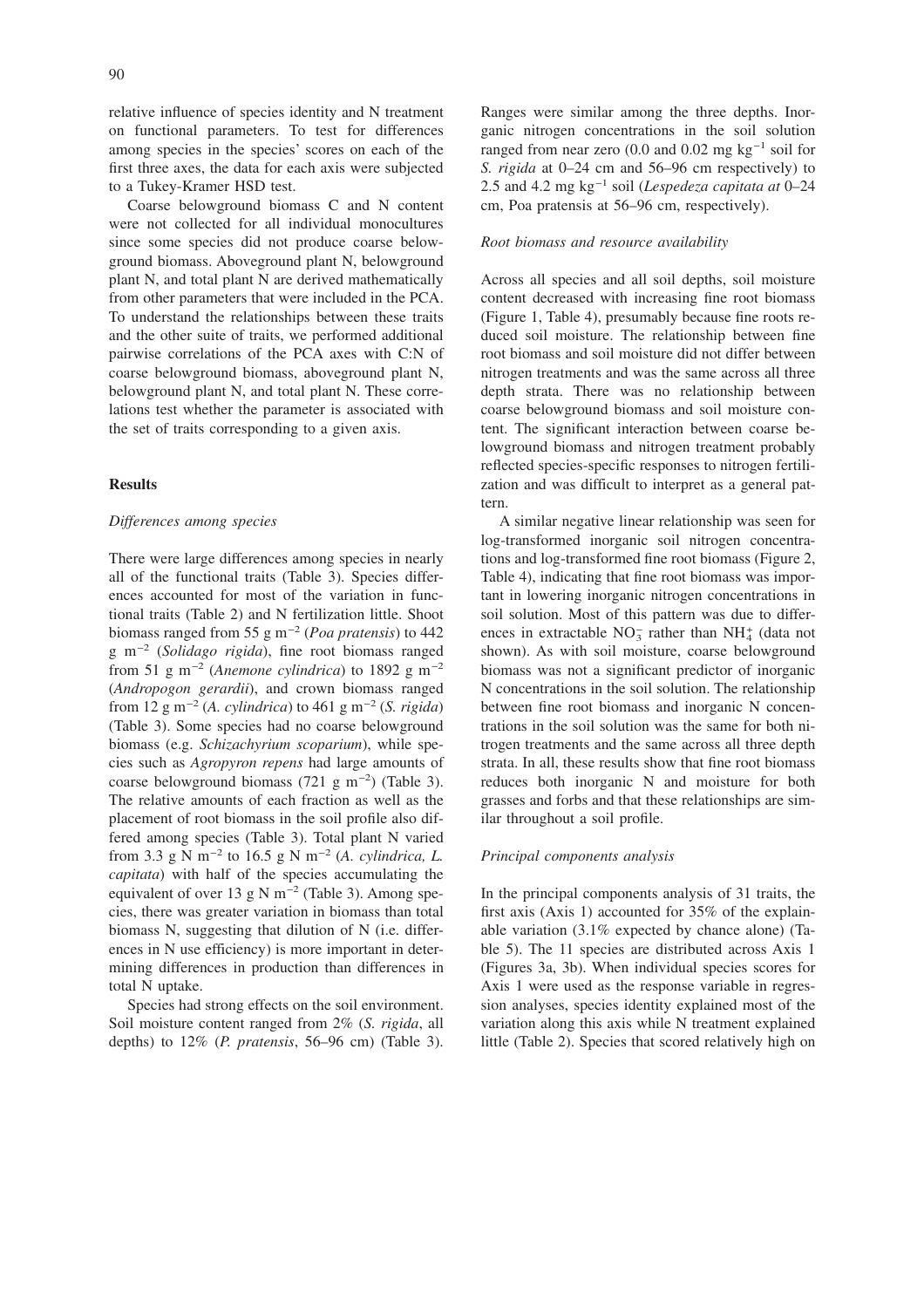relative influence of species identity and N treatment on functional parameters. To test for differences among species in the species' scores on each of the first three axes, the data for each axis were subjected to a Tukey-Kramer HSD test.

Coarse belowground biomass C and N content were not collected for all individual monocultures since some species did not produce coarse belowground biomass. Aboveground plant N, belowground plant N, and total plant N are derived mathematically from other parameters that were included in the PCA. To understand the relationships between these traits and the other suite of traits, we performed additional pairwise correlations of the PCA axes with C:N of coarse belowground biomass, aboveground plant N, belowground plant N, and total plant N. These correlations test whether the parameter is associated with the set of traits corresponding to a given axis.

## Results

### *Differences among species*

There were large differences among species in nearly all of the functional traits (Table 3). Species differences accounted for most of the variation in functional traits (Table 2) and N fertilization little. Shoot biomass ranged from 55 g $m^{-2}$ (*Poa pratensis*) to 442 g $m^{-2}$ (*Solidago rigida*), fine root biomass ranged from 51 g $m^{-2}$ (*Anemone cylindrica*) to 1892 g $m^{-2}$ (*Andropogon gerardii*), and crown biomass ranged from 12 g $m^{-2}$ (*A. cylindrica*) to 461 g $m^{-2}$ (*S. rigida*) (Table 3). Some species had no coarse belowground biomass (e.g. *Schizachyrium scoparium*), while species such as *Agropyron repens* had large amounts of coarse belowground biomass (721 g $m^{-2}$) (Table 3). The relative amounts of each fraction as well as the placement of root biomass in the soil profile also differed among species (Table 3). Total plant N varied from 3.3 g N $m^{-2}$ to 16.5 g N $m^{-2}$ (*A. cylindrica, L. capitata*) with half of the species accumulating the equivalent of over 13 g N $m^{-2}$ (Table 3). Among species, there was greater variation in biomass than total biomass N, suggesting that dilution of N (i.e. differences in N use efficiency) is more important in determining differences in production than differences in total N uptake.

Species had strong effects on the soil environment. Soil moisture content ranged from 2% (*S. rigida*, all depths) to 12% (*P. pratensis*, 56–96 cm) (Table 3). Ranges were similar among the three depths. Inorganic nitrogen concentrations in the soil solution ranged from near zero (0.0 and 0.02 mg $kg^{-1}$ soil for *S. rigida* at 0–24 cm and 56–96 cm respectively) to 2.5 and 4.2 mg $kg^{-1}$ soil (*Lespedeza capitata at* 0–24 cm, Poa pratensis at 56–96 cm, respectively).

### *Root biomass and resource availability*

Across all species and all soil depths, soil moisture content decreased with increasing fine root biomass (Figure 1, Table 4), presumably because fine roots reduced soil moisture. The relationship between fine root biomass and soil moisture did not differ between nitrogen treatments and was the same across all three depth strata. There was no relationship between coarse belowground biomass and soil moisture content. The significant interaction between coarse belowground biomass and nitrogen treatment probably reflected species-specific responses to nitrogen fertilization and was difficult to interpret as a general pattern.

A similar negative linear relationship was seen for log-transformed inorganic soil nitrogen concentrations and log-transformed fine root biomass (Figure 2, Table 4), indicating that fine root biomass was important in lowering inorganic nitrogen concentrations in soil solution. Most of this pattern was due to differences in extractable $NO_3^-$ rather than $NH_4^+$ (data not shown). As with soil moisture, coarse belowground biomass was not a significant predictor of inorganic N concentrations in the soil solution. The relationship between fine root biomass and inorganic N concentrations in the soil solution was the same for both nitrogen treatments and the same across all three depth strata. In all, these results show that fine root biomass reduces both inorganic N and moisture for both grasses and forbs and that these relationships are similar throughout a soil profile.

### *Principal components analysis*

In the principal components analysis of 31 traits, the first axis (Axis 1) accounted for 35% of the explainable variation (3.1% expected by chance alone) (Table 5). The 11 species are distributed across Axis 1 (Figures 3a, 3b). When individual species scores for Axis 1 were used as the response variable in regression analyses, species identity explained most of the variation along this axis while N treatment explained little (Table 2). Species that scored relatively high on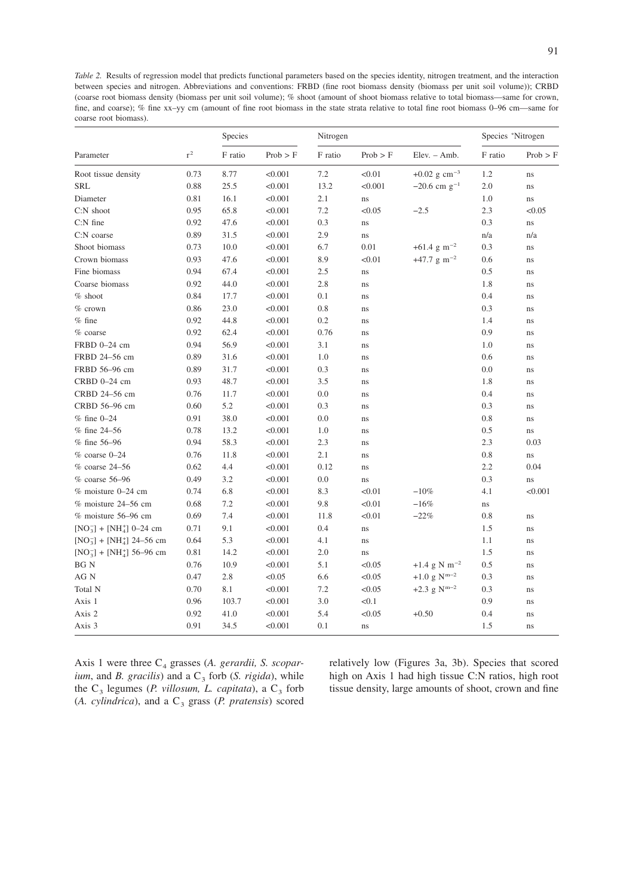*Table 2.* Results of regression model that predicts functional parameters based on the species identity, nitrogen treatment, and the interaction between species and nitrogen. Abbreviations and conventions: FRBD (fine root biomass density (biomass per unit soil volume)); CRBD (coarse root biomass density (biomass per unit soil volume); % shoot (amount of shoot biomass relative to total biomass—same for crown, fine, and coarse); % fine xx–yy cm (amount of fine root biomass in the state strata relative to total fine root biomass 0–96 cm—same for coarse root biomass).

| | | Species | | Nitrogen | | | Species *Nitrogen | |
|---|---|---|---|---|---|---|---|---|
| Parameter | $r^2$ | F ratio | Prob > F | F ratio | Prob > F | Elev. – Amb. | F ratio | Prob > F |
| Root tissue density | 0.73 | 8.77 | <0.001 | 7.2 | <0.01 | +0.02 g $cm^{-3}$ | 1.2 | ns |
| SRL | 0.88 | 25.5 | <0.001 | 13.2 | <0.001 | −20.6 cm $g^{-1}$ | 2.0 | ns |
| Diameter | 0.81 | 16.1 | <0.001 | 2.1 | ns | | 1.0 | ns |
| C:N shoot | 0.95 | 65.8 | <0.001 | 7.2 | <0.05 | −2.5 | 2.3 | <0.05 |
| C:N fine | 0.92 | 47.6 | <0.001 | 0.3 | ns | | 0.3 | ns |
| C:N coarse | 0.89 | 31.5 | <0.001 | 2.9 | ns | | n/a | n/a |
| Shoot biomass | 0.73 | 10.0 | <0.001 | 6.7 | 0.01 | +61.4 g $m^{-2}$ | 0.3 | ns |
| Crown biomass | 0.93 | 47.6 | <0.001 | 8.9 | <0.01 | +47.7 g $m^{-2}$ | 0.6 | ns |
| Fine biomass | 0.94 | 67.4 | <0.001 | 2.5 | ns | | 0.5 | ns |
| Coarse biomass | 0.92 | 44.0 | <0.001 | 2.8 | ns | | 1.8 | ns |
| % shoot | 0.84 | 17.7 | <0.001 | 0.1 | ns | | 0.4 | ns |
| % crown | 0.86 | 23.0 | <0.001 | 0.8 | ns | | 0.3 | ns |
| % fine | 0.92 | 44.8 | <0.001 | 0.2 | ns | | 1.4 | ns |
| % coarse | 0.92 | 62.4 | <0.001 | 0.76 | ns | | 0.9 | ns |
| FRBD 0–24 cm | 0.94 | 56.9 | <0.001 | 3.1 | ns | | 1.0 | ns |
| FRBD 24–56 cm | 0.89 | 31.6 | <0.001 | 1.0 | ns | | 0.6 | ns |
| FRBD 56–96 cm | 0.89 | 31.7 | <0.001 | 0.3 | ns | | 0.0 | ns |
| CRBD 0–24 cm | 0.93 | 48.7 | <0.001 | 3.5 | ns | | 1.8 | ns |
| CRBD 24–56 cm | 0.76 | 11.7 | <0.001 | 0.0 | ns | | 0.4 | ns |
| CRBD 56–96 cm | 0.60 | 5.2 | <0.001 | 0.3 | ns | | 0.3 | ns |
| % fine 0–24 | 0.91 | 38.0 | <0.001 | 0.0 | ns | | 0.8 | ns |
| % fine 24–56 | 0.78 | 13.2 | <0.001 | 1.0 | ns | | 0.5 | ns |
| % fine 56–96 | 0.94 | 58.3 | <0.001 | 2.3 | ns | | 2.3 | 0.03 |
| % coarse 0–24 | 0.76 | 11.8 | <0.001 | 2.1 | ns | | 0.8 | ns |
| % coarse 24–56 | 0.62 | 4.4 | <0.001 | 0.12 | ns | | 2.2 | 0.04 |
| % coarse 56–96 | 0.49 | 3.2 | <0.001 | 0.0 | ns | | 0.3 | ns |
| % moisture 0–24 cm | 0.74 | 6.8 | <0.001 | 8.3 | <0.01 | −10% | 4.1 | <0.001 |
| % moisture 24–56 cm | 0.68 | 7.2 | <0.001 | 9.8 | <0.01 | −16% | ns | |
| % moisture 56–96 cm | 0.69 | 7.4 | <0.001 | 11.8 | <0.01 | −22% | 0.8 | ns |
| $[NO_3^-] + [NH_4^+]$ 0–24 cm | 0.71 | 9.1 | <0.001 | 0.4 | ns | | 1.5 | ns |
| $[NO_3^-] + [NH_4^+]$ 24–56 cm | 0.64 | 5.3 | <0.001 | 4.1 | ns | | 1.1 | ns |
| $[NO_3^-] + [NH_4^+]$ 56–96 cm | 0.81 | 14.2 | <0.001 | 2.0 | ns | | 1.5 | ns |
| BG N | 0.76 | 10.9 | <0.001 | 5.1 | <0.05 | +1.4 g N $m^{-2}$ | 0.5 | ns |
| AG N | 0.47 | 2.8 | <0.05 | 6.6 | <0.05 | +1.0 g $N^{m-2}$ | 0.3 | ns |
| Total N | 0.70 | 8.1 | <0.001 | 7.2 | <0.05 | +2.3 g $N^{m-2}$ | 0.3 | ns |
| Axis 1 | 0.96 | 103.7 | <0.001 | 3.0 | <0.1 | | 0.9 | ns |
| Axis 2 | 0.92 | 41.0 | <0.001 | 5.4 | <0.05 | +0.50 | 0.4 | ns |
| Axis 3 | 0.91 | 34.5 | <0.001 | 0.1 | ns | | 1.5 | ns |

Axis 1 were three $C_4$ grasses (*A. gerardii, S. scoparium*, and *B. gracilis*) and a $C_3$ forb (*S. rigida*), while the $C_3$ legumes (*P. villosum, L. capitata*), a $C_3$ forb (*A. cylindrica*), and a $C_3$ grass (*P. pratensis*) scored relatively low (Figures 3a, 3b). Species that scored high on Axis 1 had high tissue C:N ratios, high root tissue density, large amounts of shoot, crown and fine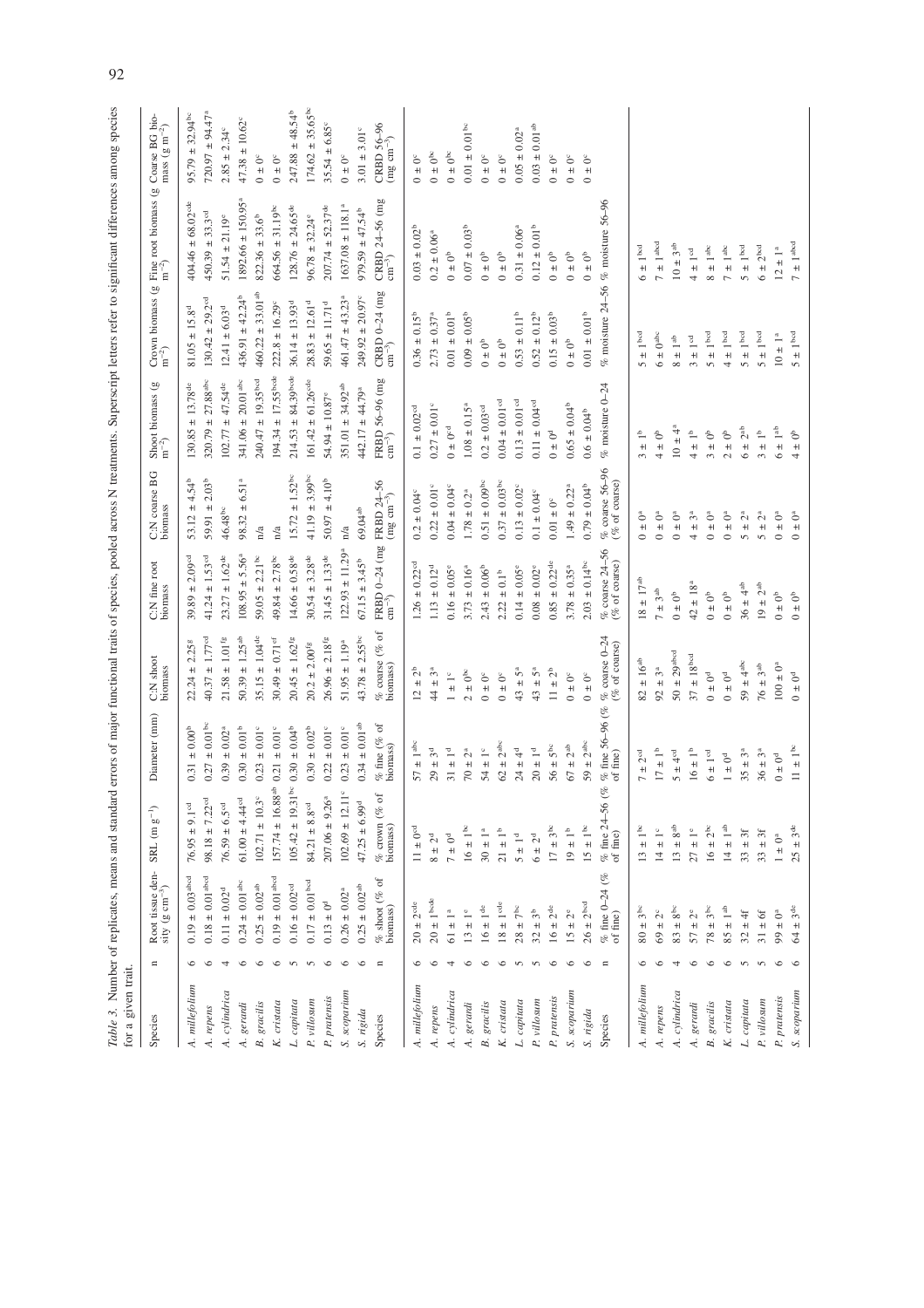*Table 3.* Number of replicates, means and standard errors of major functional traits of species, pooled across N treatments. Superscript letters refer to significant differences among species for a given trait.

| Species | n | Root tissue density (g cm$^{-3}$) | SRL (m g$^{-1}$) | Diameter (mm) | C:N shoot biomass | C:N fine root biomass | C:N coarse BG biomass | Shoot biomass (g m$^{-2}$) | Crown biomass (g m$^{-2}$) | Fine root biomass (g m$^{-2}$) | Coarse BG biomass (g m$^{-2}$) |
|---|---|---|---|---|---|---|---|---|---|---|---|
| *A. millefolium* | 6 | 0.19 ± 0.03$^{abcd}$ | 76.95 ± 9.1$^{cd}$ | 0.31 ± 0.00$^{b}$ | 22.24 ± 2.25$^{g}$ | 39.89 ± 2.09$^{cd}$ | 53.12 ± 4.54$^{b}$ | 130.85 ± 13.78$^{de}$ | 81.05 ± 15.8$^{d}$ | 404.46 ± 68.02$^{cde}$ | 95.79 ± 32.94$^{bc}$ |
| *A. repens* | 6 | 0.18 ± 0.01$^{abcd}$ | 98.18 ± 7.22$^{cd}$ | 0.27 ± 0.01$^{bc}$ | 40.37 ± 1.77$^{cd}$ | 41.24 ± 1.53$^{cd}$ | 59.91 ± 2.03$^{b}$ | 320.79 ± 27.88$^{abc}$ | 130.42 ± 29.2$^{cd}$ | 450.39 ± 33.3$^{cd}$ | 720.97 ± 94.47$^{a}$ |
| *A. cylindrica* | 4 | 0.11 ± 0.02$^{d}$ | 76.59 ± 6.5$^{cd}$ | 0.39 ± 0.02$^{a}$ | 21.58 ± 1.01$^{fg}$ | 23.27 ± 1.62$^{de}$ | 46.48$^{bc}$ | 102.77 ± 47.54$^{de}$ | 12.41 ± 6.03$^{d}$ | 51.54 ± 21.19$^{e}$ | 2.85 ± 2.34$^{c}$ |
| *A. gerardi* | 6 | 0.24 ± 0.01$^{abc}$ | 61.00 ± 4.44$^{cd}$ | 0.30 ± 0.01$^{b}$ | 50.39 ± 1.25$^{ab}$ | 108.95 ± 5.56$^{a}$ | 98.32 ± 6.51$^{a}$ | 341.06 ± 20.01$^{abc}$ | 436.91 ± 42.24$^{b}$ | 1892.66 ± 150.95$^{a}$ | 47.38 ± 10.62$^{c}$ |
| *B. gracilis* | 6 | 0.25 ± 0.02$^{ab}$ | 102.71 ± 10.3$^{c}$ | 0.23 ± 0.01$^{c}$ | 35.15 ± 1.04$^{de}$ | 59.05 ± 2.21$^{bc}$ | n/a | 240.47 ± 19.35$^{bcd}$ | 460.22 ± 33.01$^{ab}$ | 822.36 ± 33.6$^{b}$ | 0 ± 0$^{c}$ |
| *K. cristata* | 6 | 0.19 ± 0.01$^{abcd}$ | 157.74 ± 16.88$^{ab}$ | 0.21 ± 0.01$^{c}$ | 30.49 ± 0.71$^{ef}$ | 49.84 ± 2.78$^{bc}$ | n/a | 194.34 ± 17.55$^{bcde}$ | 222.8 ± 16.29$^{c}$ | 664.56 ± 31.19$^{bc}$ | 0 ± 0$^{c}$ |
| *L. capitata* | 5 | 0.16 ± 0.02$^{cd}$ | 105.42 ± 19.31$^{bc}$ | 0.30 ± 0.04$^{b}$ | 20.45 ± 1.62$^{fg}$ | 14.66 ± 0.58$^{de}$ | 15.72 ± 1.52$^{bc}$ | 214.53 ± 84.39$^{bcde}$ | 36.14 ± 13.93$^{d}$ | 128.76 ± 24.65$^{de}$ | 247.88 ± 48.54$^{b}$ |
| *P. villosum* | 5 | 0.17 ± 0.01$^{bcd}$ | 84.21 ± 8.8$^{cd}$ | 0.30 ± 0.02$^{b}$ | 20.2 ± 2.00$^{fg}$ | 30.54 ± 3.28$^{de}$ | 41.19 ± 3.99$^{bc}$ | 161.42 ± 61.26$^{cde}$ | 28.83 ± 12.61$^{d}$ | 96.78 ± 32.24$^{e}$ | 174.62 ± 35.65$^{bc}$ |
| *P. pratensis* | 6 | 0.13 ± 0$^{d}$ | 207.06 ± 9.26$^{a}$ | 0.22 ± 0.01$^{c}$ | 26.96 ± 2.18$^{fg}$ | 31.45 ± 1.33$^{de}$ | 50.97 ± 4.10$^{b}$ | 54.94 ± 10.87$^{e}$ | 59.65 ± 11.71$^{d}$ | 207.74 ± 52.37$^{de}$ | 35.54 ± 6.85$^{c}$ |
| *S. scoparium* | 6 | 0.26 ± 0.02$^{a}$ | 102.69 ± 12.11$^{c}$ | 0.23 ± 0.01$^{c}$ | 51.95 ± 1.19$^{a}$ | 122.93 ± 11.29$^{a}$ | n/a | 351.01 ± 34.92$^{ab}$ | 461.47 ± 43.23$^{a}$ | 1637.08 ± 118.1$^{a}$ | 0 ± 0$^{c}$ |
| *S. rigida* | 6 | 0.25 ± 0.02$^{ab}$ | 47.25 ± 6.99$^{d}$ | 0.34 ± 0.01$^{ab}$ | 43.78 ± 2.55$^{bc}$ | 67.15 ± 3.45$^{b}$ | 69.04$^{ab}$ | 442.17 ± 44.79$^{a}$ | 249.92 ± 20.97$^{c}$ | 979.59 ± 47.54$^{b}$ | 3.01 ± 3.01$^{c}$ |

| Species | n | % shoot (% of biomass) | % crown (% of biomass) | % fine (% of biomass) | % coarse (% of biomass) | FRBD 0–24 (mg cm$^{-3}$) | FRBD 24–56 (mg cm$^{-3}$) | FRBD 56–96 (mg cm$^{-3}$) | CRBD 0–24 (mg cm$^{-3}$) | CRBD 24–56 (mg cm$^{-3}$) | CRBD 56–96 (mg cm$^{-3}$) |
|---|---|---|---|---|---|---|---|---|---|---|---|
| *A. millefolium* | 6 | 20 ± 2$^{cde}$ | 11 ± 0$^{cd}$ | 57 ± 1$^{abc}$ | 12 ± 2$^{b}$ | 1.26 ± 0.22$^{cd}$ | 0.2 ± 0.04$^{c}$ | 0.1 ± 0.02$^{cd}$ | 0.36 ± 0.15$^{b}$ | 0.03 ± 0.02$^{b}$ | 0 ± 0$^{c}$ |
| *A. repens* | 6 | 20 ± 1$^{bcde}$ | 8 ± 2$^{d}$ | 29 ± 3$^{d}$ | 44 ± 3$^{a}$ | 1.13 ± 0.12$^{d}$ | 0.22 ± 0.01$^{c}$ | 0.27 ± 0.01$^{c}$ | 2.73 ± 0.37$^{a}$ | 0.2 ± 0.06$^{a}$ | 0 ± 0$^{bc}$ |
| *A. cylindrica* | 4 | 61 ± 1$^{a}$ | 7 ± 0$^{d}$ | 31 ± 1$^{d}$ | 1 ± 1$^{c}$ | 0.16 ± 0.05$^{e}$ | 0.04 ± 0.04$^{c}$ | 0 ± 0$^{d}$ | 0.01 ± 0.01$^{b}$ | 0 ± 0$^{b}$ | 0 ± 0$^{bc}$ |
| *A. gerardi* | 6 | 13 ± 1$^{e}$ | 16 ± 1$^{bc}$ | 70 ± 2$^{a}$ | 2 ± 0$^{bc}$ | 3.73 ± 0.16$^{a}$ | 1.78 ± 0.2$^{a}$ | 1.08 ± 0.15$^{a}$ | 0.09 ± 0.05$^{b}$ | 0.07 ± 0.03$^{b}$ | 0.01 ± 0.01$^{bc}$ |
| *B. gracilis* | 6 | 16 ± 1$^{de}$ | 30 ± 1$^{a}$ | 54 ± 1$^{c}$ | 0 ± 0$^{c}$ | 2.43 ± 0.06$^{b}$ | 0.51 ± 0.09$^{bc}$ | 0.2 ± 0.03$^{cd}$ | 0 ± 0$^{b}$ | 0 ± 0$^{b}$ | 0 ± 0$^{c}$ |
| *K. cristata* | 6 | 18 ± 1$^{cde}$ | 21 ± 1$^{b}$ | 62 ± 2$^{abc}$ | 0 ± 0$^{c}$ | 2.22 ± 0.1$^{b}$ | 0.37 ± 0.03$^{bc}$ | 0.04 ± 0.01$^{cd}$ | 0 ± 0$^{b}$ | 0 ± 0$^{b}$ | 0 ± 0$^{c}$ |
| *L. capitata* | 5 | 28 ± 7$^{bc}$ | 5 ± 1$^{d}$ | 24 ± 4$^{d}$ | 43 ± 5$^{a}$ | 0.14 ± 0.05$^{e}$ | 0.13 ± 0.02$^{c}$ | 0.13 ± 0.01$^{cd}$ | 0.53 ± 0.11$^{b}$ | 0.31 ± 0.06$^{a}$ | 0.05 ± 0.02$^{a}$ |
| *P. villosum* | 5 | 32 ± 3$^{b}$ | 6 ± 2$^{d}$ | 20 ± 1$^{d}$ | 43 ± 5$^{a}$ | 0.08 ± 0.02$^{e}$ | 0.1 ± 0.04$^{c}$ | 0.11 ± 0.04$^{cd}$ | 0.52 ± 0.12$^{b}$ | 0.12 ± 0.01$^{b}$ | 0.03 ± 0.01$^{ab}$ |
| *P. pratensis* | 6 | 16 ± 2$^{de}$ | 17 ± 3$^{bc}$ | 56 ± 5$^{bc}$ | 11 ± 2$^{b}$ | 0.85 ± 0.22$^{de}$ | 0.01 ± 0$^{c}$ | 0 ± 0$^{d}$ | 0.15 ± 0.03$^{b}$ | 0 ± 0$^{b}$ | 0 ± 0$^{c}$ |
| *S. scoparium* | 6 | 15 ± 2$^{e}$ | 19 ± 1$^{b}$ | 67 ± 2$^{ab}$ | 0 ± 0$^{c}$ | 3.78 ± 0.35$^{a}$ | 1.49 ± 0.22$^{a}$ | 0.65 ± 0.04$^{b}$ | 0 ± 0$^{b}$ | 0 ± 0$^{b}$ | 0 ± 0$^{c}$ |
| *S. rigida* | 6 | 26 ± 2$^{bcd}$ | 15 ± 1$^{bc}$ | 59 ± 2$^{abc}$ | 0 ± 0$^{c}$ | 2.03 ± 0.14$^{bc}$ | 0.79 ± 0.04$^{b}$ | 0.6 ± 0.04$^{b}$ | 0.01 ± 0.01$^{b}$ | 0 ± 0$^{b}$ | 0 ± 0$^{c}$ |

| Species | n | % fine 0–24 (% of fine) | % fine 24–56 (% of fine) | % fine 56–96 (% of fine) | % coarse 0–24 (% of coarse) | % coarse 24–56 (% of coarse) | % coarse 56–96 (% of coarse) | % moisture 0–24 | % moisture 24–56 | % moisture 56–96 |
|---|---|---|---|---|---|---|---|---|---|---|
| *A. millefolium* | 6 | 80 ± 3$^{bc}$ | 13 ± 1$^{bc}$ | 7 ± 2$^{cd}$ | 82 ± 16$^{ab}$ | 18 ± 17$^{ab}$ | 0 ± 0$^{a}$ | 3 ± 1$^{b}$ | 5 ± 1$^{bcd}$ | 6 ± 1$^{bcd}$ |
| *A. repens* | 6 | 69 ± 2$^{c}$ | 14 ± 1$^{c}$ | 17 ± 1$^{b}$ | 92 ± 3$^{a}$ | 7 ± 3$^{ab}$ | 0 ± 0$^{a}$ | 4 ± 0$^{b}$ | 6 ± 0$^{abc}$ | 7 ± 1$^{abcd}$ |
| *A. cylindrica* | 4 | 83 ± 8$^{bc}$ | 13 ± 8$^{ab}$ | 5 ± 4$^{cd}$ | 50 ± 29$^{abcd}$ | 0 ± 0$^{b}$ | 0 ± 0$^{a}$ | 10 ± 4$^{a}$ | 8 ± 1$^{ab}$ | 10 ± 3$^{ab}$ |
| *A. gerardi* | 6 | 57 ± 2$^{e}$ | 27 ± 1$^{e}$ | 16 ± 1$^{b}$ | 37 ± 18$^{bcd}$ | 42 ± 18$^{a}$ | 4 ± 3$^{a}$ | 4 ± 1$^{b}$ | 3 ± 1$^{cd}$ | 4 ± 1$^{cd}$ |
| *B. gracilis* | 6 | 78 ± 3$^{bc}$ | 16 ± 2$^{bc}$ | 6 ± 1$^{cd}$ | 0 ± 0$^{d}$ | 0 ± 0$^{b}$ | 0 ± 0$^{a}$ | 3 ± 0$^{b}$ | 5 ± 1$^{bcd}$ | 8 ± 1$^{abc}$ |
| *K. cristata* | 6 | 85 ± 1$^{ab}$ | 14 ± 1$^{ab}$ | 1 ± 0$^{d}$ | 0 ± 0$^{d}$ | 0 ± 0$^{b}$ | 0 ± 0$^{a}$ | 2 ± 0$^{b}$ | 4 ± 1$^{bcd}$ | 7 ± 1$^{abc}$ |
| *L. capitata* | 5 | 32 ± 4f | 33 ± 3f | 35 ± 3$^{a}$ | 59 ± 4$^{abc}$ | 36 ± 4$^{ab}$ | 5 ± 2$^{a}$ | 6 ± 2$^{ab}$ | 5 ± 1$^{bcd}$ | 5 ± 1$^{bcd}$ |
| *P. villosum* | 5 | 31 ± 6f | 33 ± 3f | 36 ± 3$^{a}$ | 76 ± 3$^{ab}$ | 19 ± 2$^{ab}$ | 5 ± 2$^{a}$ | 3 ± 1$^{b}$ | 5 ± 1$^{bcd}$ | 6 ± 2$^{bcd}$ |
| *P. pratensis* | 6 | 99 ± 0$^{a}$ | 1 ± 0$^{a}$ | 0 ± 0$^{d}$ | 100 ± 0$^{a}$ | 0 ± 0$^{b}$ | 0 ± 0$^{a}$ | 6 ± 1$^{ab}$ | 10 ± 1$^{a}$ | 12 ± 1$^{a}$ |
| *S. scoparium* | 6 | 64 ± 3$^{de}$ | 25 ± 3$^{de}$ | 11 ± 1$^{bc}$ | 0 ± 0$^{d}$ | 0 ± 0$^{b}$ | 0 ± 0$^{a}$ | 4 ± 0$^{b}$ | 5 ± 1$^{bcd}$ | 7 ± 1$^{abcd}$ |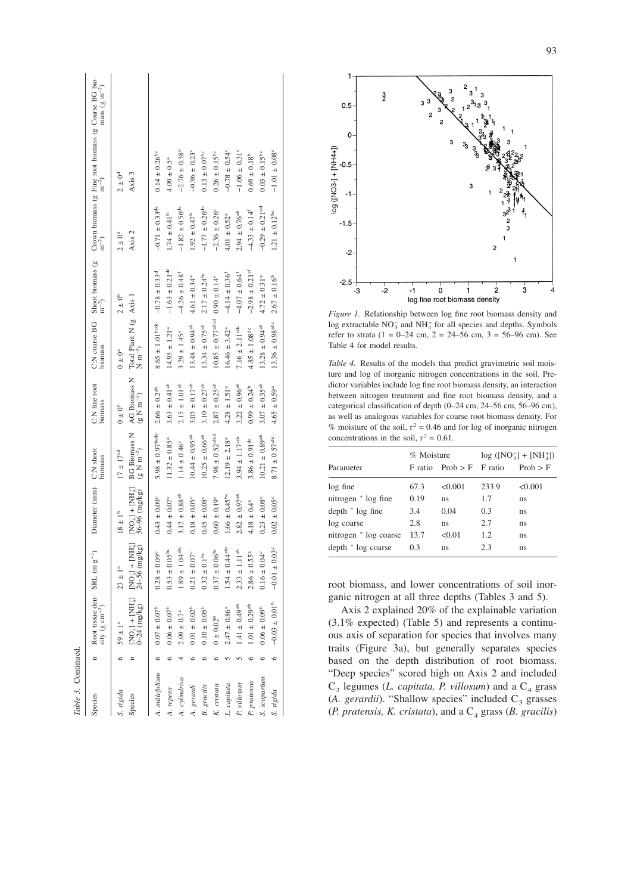*Table 3.* Continued.

| Species | n | Root tissue density (g cm$^{-3}$) | SRL (m g$^{-1}$) | Diameter (mm) | C:N shoot biomass | C:N fine root biomass | C:N coarse BG biomass | Shoot biomass (g m$^{-2}$) | Crown biomass (g m$^{-2}$) | Fine root biomass (g m$^{-2}$) | Coarse BG biomass (g m$^{-2}$) |
|---|---|---|---|---|---|---|---|---|---|---|---|
| *S. rigida* | 6 | 59 ± 1$^{e}$ | 23 ± 1$^{e}$ | 18 ± 1$^{b}$ | 17 ± 17$^{cd}$ | 0 ± 0$^{b}$ | 0 ± 0$^{a}$ | 2 ± 0$^{b}$ | 2 ± 0$^{d}$ | 2 ± 0$^{d}$ | |
| Species | n | $[NO_3^-] + [NH_4^+]$ 0–24 (mg/kg) | $[NO_3^-] + [NH_4^+]$ 24–56 (mg/kg) | $[NO_3^-] + [NH_4^+]$ 56–96 (mg/kg) | BG Biomass N (g N m$^{-2}$) | AG Biomass N (g N m$^{-2}$) | Total Plant N (g N m$^{-2}$) | Axis 1 | Axis 2 | Axis 3 | |
| *A. millefolium* | 6 | 0.07 ± 0.07$^{b}$ | 0.28 ± 0.09$^{c}$ | 0.43 ± 0.09$^{c}$ | 5.98 ± 0.97$^{bcde}$ | 2.66 ± 0.2$^{ab}$ | 8.65 ± 1.01$^{bcde}$ | −0.78 ± 0.33$^{d}$ | −0.71 ± 0.33$^{de}$ | 0.14 ± 0.26$^{bc}$ | |
| *A. repens* | 6 | 0.06 ± 0.07$^{b}$ | 0.53 ± 0.05$^{bc}$ | 0.44 ± 0.07$^{c}$ | 11.32 ± 0.85$^{a}$ | 3.63 ± 0.41$^{ab}$ | 14.95 ± 1.21$^{a}$ | −1.63 ± 0.21$^{de}$ | 1.74 ± 0.41$^{b}$ | 4.09 ± 0.5$^{a}$ | |
| *A. cylindrica* | 4 | 2.09 ± 0.7$^{a}$ | 1.89 ± 1.04$^{abc}$ | 3.12 ± 0.88$^{ab}$ | 1.14 ± 0.46$^{e}$ | 2.15 ± 1.01$^{ab}$ | 3.29 ± 1.45$^{e}$ | −4.26 ± 0.48$^{f}$ | −1.82 ± 0.56$^{de}$ | −2.76 ± 0.38$^{d}$ | |
| *A. gerardi* | 6 | 0.01 ± 0.02$^{b}$ | 0.21 ± 0.07$^{c}$ | 0.18 ± 0.05$^{c}$ | 10.44 ± 0.95$^{ab}$ | 3.05 ± 0.17$^{ab}$ | 13.48 ± 0.94$^{ab}$ | 4.61 ± 0.34$^{a}$ | 1.92 ± 0.47$^{b}$ | −0.96 ± 0.23$^{c}$ | |
| *B. gracilis* | 6 | 0.10 ± 0.05$^{b}$ | 0.32 ± 0.1$^{bc}$ | 0.45 ± 0.08$^{c}$ | 10.25 ± 0.66$^{ab}$ | 3.10 ± 0.27$^{ab}$ | 13.34 ± 0.75$^{ab}$ | 2.17 ± 0.24$^{bc}$ | −1.77 ± 0.26$^{de}$ | 0.13 ± 0.07$^{bc}$ | |
| *K. cristata* | 6 | 0 ± 0.02$^{b}$ | 0.37 ± 0.06$^{bc}$ | 0.60 ± 0.19$^{c}$ | 7.98 ± 0.52$^{abcd}$ | 2.87 ± 0.25$^{ab}$ | 10.85 ± 0.77$^{abcd}$ | 0.90 ± 0.14$^{c}$ | −2.36 ± 0.26$^{e}$ | 0.26 ± 0.15$^{bc}$ | |
| *L. capitata* | 5 | 2.47 ± 0.86$^{a}$ | 1.54 ± 0.44$^{abc}$ | 1.66 ± 0.45$^{bc}$ | 12.19 ± 2.18$^{a}$ | 4.28 ± 1.51$^{a}$ | 16.46 ± 3.42$^{a}$ | −4.14 ± 0.36$^{f}$ | 4.01 ± 0.52$^{a}$ | −0.78 ± 0.54$^{c}$ | |
| *P. villosum* | 5 | 1.41 ± 0.49$^{ab}$ | 2.33 ± 1.11$^{ab}$ | 2.82 ± 0.97$^{ab}$ | 3.94 ± 1.17$^{cde}$ | 3.22 ± 0.96$^{ab}$ | 7.16 ± 2.11$^{cde}$ | −4.07 ± 0.64$^{f}$ | 2.94 ± 0.76$^{ab}$ | −1.06 ± 0.31$^{c}$ | |
| *P. pratensis* | 6 | 1.01 ± 0.29$^{ab}$ | 2.86 ± 0.55$^{a}$ | 4.18 ± 0.4$^{a}$ | 3.86 ± 0.91$^{de}$ | 0.99 ± 0.24$^{b}$ | 4.85 ± 1.08$^{de}$ | −2.98 ± 0.21$^{ef}$ | −4.33 ± 0.14$^{f}$ | 0.69 ± 0.18$^{b}$ | |
| *S. scoparium* | 6 | 0.06 ± 0.09$^{b}$ | 0.16 ± 0.04$^{c}$ | 0.23 ± 0.08$^{c}$ | 10.21 ± 0.89$^{ab}$ | 3.07 ± 0.35$^{ab}$ | 13.28 ± 0.94$^{ab}$ | 4.72 ± 0.31$^{a}$ | −0.29 ± 0.21$^{cd}$ | 0.03 ± 0.15$^{bc}$ | |
| *S. rigida* | 6 | −0.03 ± 0.01$^{b}$ | −0.01 ± 0.03$^{c}$ | 0.02 ± 0.05$^{c}$ | 8.71 ± 0.57$^{abc}$ | 4.65 ± 0.59$^{a}$ | 13.36 ± 0.98$^{abc}$ | 2.67 ± 0.16$^{b}$ | 1.21 ± 0.12$^{bc}$ | −1.01 ± 0.08$^{c}$ | |

*Figure 1.* Relationship between log fine root biomass density and log extractable $NO_3^-$ and $NH_4^+$ for all species and depths. Symbols refer to strata (1 = 0–24 cm, 2 = 24–56 cm, 3 = 56–96 cm). See Table 4 for model results.

*Table 4.* Results of the models that predict gravimetric soil moisture and log of inorganic nitrogen concentrations in the soil. Predictor variables include log fine root biomass density, an interaction between nitrogen treatment and fine root biomass density, and a categorical classification of depth (0–24 cm, 24–56 cm, 56–96 cm), as well as analogous variables for coarse root biomass density. For % moisture of the soil, $r^2 = 0.46$ and for log of inorganic nitrogen concentrations in the soil, $r^2 = 0.61$.

| Parameter | % Moisture F ratio | % Moisture Prob > F | $\log([NO_3^-] + [NH_4^+])$ F ratio | $\log([NO_3^-] + [NH_4^+])$ Prob > F |
|---|---|---|---|---|
| log fine | 67.3 | <0.001 | 233.9 | <0.001 |
| nitrogen * log fine | 0.19 | ns | 1.7 | ns |
| depth * log fine | 3.4 | 0.04 | 0.3 | ns |
| log coarse | 2.8 | ns | 2.7 | ns |
| nitrogen * log coarse | 13.7 | <0.01 | 1.2 | ns |
| depth * log coarse | 0.3 | ns | 2.3 | ns |

root biomass, and lower concentrations of soil inorganic nitrogen at all three depths (Tables 3 and 5).

Axis 2 explained 20% of the explainable variation (3.1% expected) (Table 5) and represents a continuous axis of separation for species that involves many traits (Figure 3a), but generally separates species based on the depth distribution of root biomass. "Deep species" scored high on Axis 2 and included $C_3$ legumes (*L. capitata, P. villosum*) and a $C_4$ grass (*A. gerardii*). "Shallow species" included $C_3$ grasses (*P. pratensis, K. cristata*), and a $C_4$ grass (*B. gracilis*)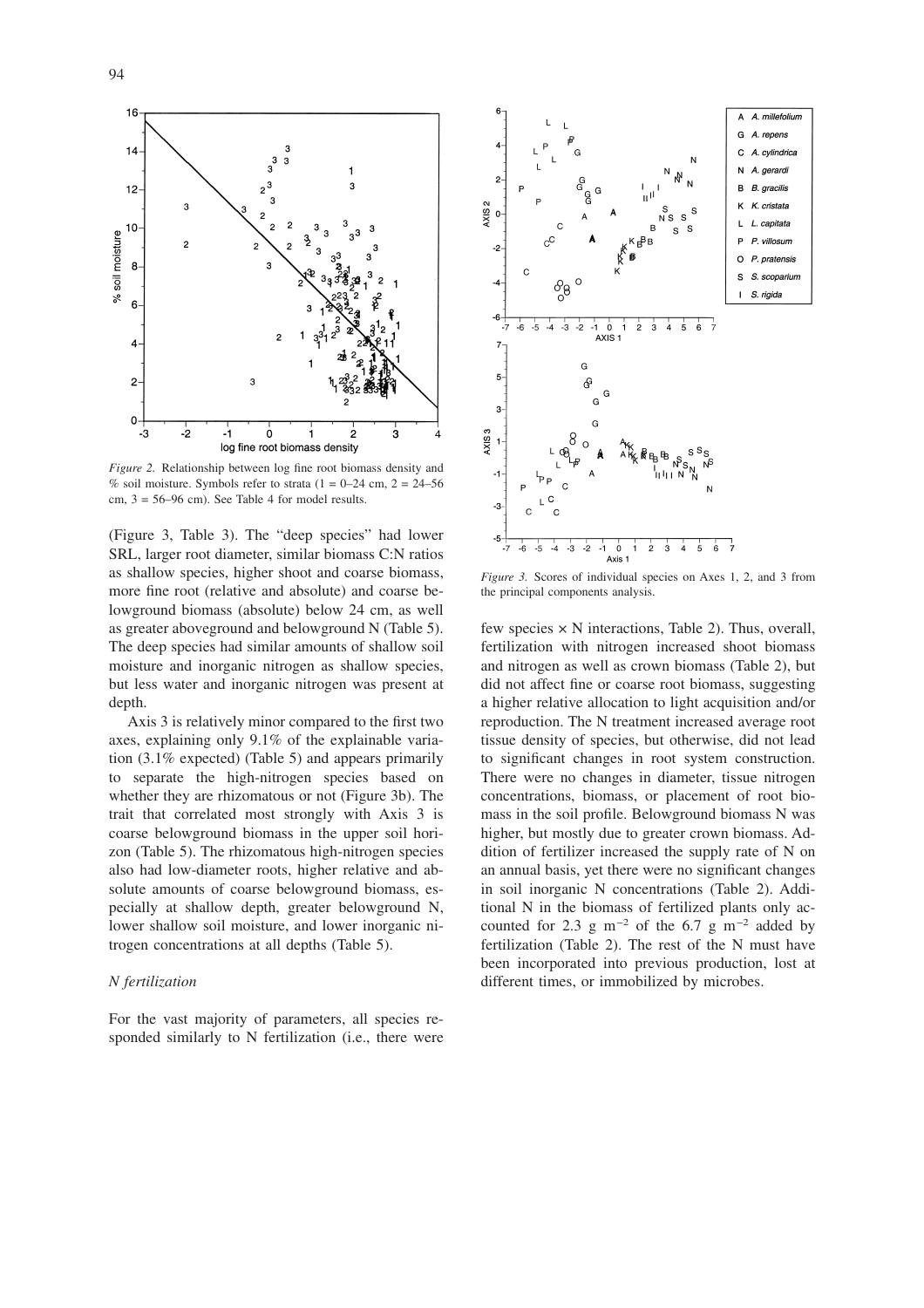*Figure 2.* Relationship between log fine root biomass density and % soil moisture. Symbols refer to strata (1 = 0–24 cm, 2 = 24–56 cm, 3 = 56–96 cm). See Table 4 for model results.

(Figure 3, Table 3). The "deep species" had lower SRL, larger root diameter, similar biomass C:N ratios as shallow species, higher shoot and coarse biomass, more fine root (relative and absolute) and coarse belowground biomass (absolute) below 24 cm, as well as greater aboveground and belowground N (Table 5). The deep species had similar amounts of shallow soil moisture and inorganic nitrogen as shallow species, but less water and inorganic nitrogen was present at depth.

Axis 3 is relatively minor compared to the first two axes, explaining only 9.1% of the explainable variation (3.1% expected) (Table 5) and appears primarily to separate the high-nitrogen species based on whether they are rhizomatous or not (Figure 3b). The trait that correlated most strongly with Axis 3 is coarse belowground biomass in the upper soil horizon (Table 5). The rhizomatous high-nitrogen species also had low-diameter roots, higher relative and absolute amounts of coarse belowground biomass, especially at shallow depth, greater belowground N, lower shallow soil moisture, and lower inorganic nitrogen concentrations at all depths (Table 5).

### *N fertilization*

For the vast majority of parameters, all species responded similarly to N fertilization (i.e., there were few species × N interactions, Table 2). Thus, overall, fertilization with nitrogen increased shoot biomass and nitrogen as well as crown biomass (Table 2), but did not affect fine or coarse root biomass, suggesting a higher relative allocation to light acquisition and/or reproduction. The N treatment increased average root tissue density of species, but otherwise, did not lead to significant changes in root system construction. There were no changes in diameter, tissue nitrogen concentrations, biomass, or placement of root biomass in the soil profile. Belowground biomass N was higher, but mostly due to greater crown biomass. Addition of fertilizer increased the supply rate of N on an annual basis, yet there were no significant changes in soil inorganic N concentrations (Table 2). Additional N in the biomass of fertilized plants only accounted for 2.3 g $m^{-2}$ of the 6.7 g $m^{-2}$ added by fertilization (Table 2). The rest of the N must have been incorporated into previous production, lost at different times, or immobilized by microbes.

*Figure 3.* Scores of individual species on Axes 1, 2, and 3 from the principal components analysis.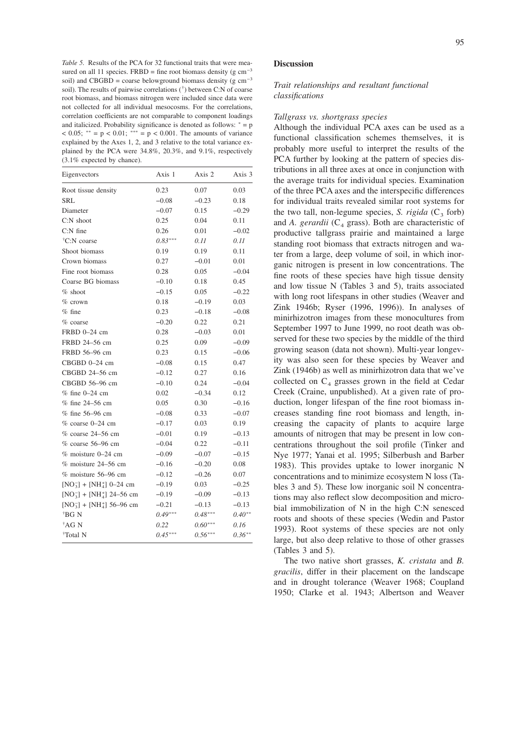*Table 5.* Results of the PCA for 32 functional traits that were measured on all 11 species. FRBD = fine root biomass density (g $cm^{-3}$ soil) and CBGBD = coarse belowground biomass density (g $cm^{-3}$ soil). The results of pairwise correlations (†) between C:N of coarse root biomass, and biomass nitrogen were included since data were not collected for all individual mesocosms. For the correlations, correlation coefficients are not comparable to component loadings and italicized. Probability significance is denoted as follows: * = $p < 0.05$; ** = $p < 0.01$; *** = $p < 0.001$. The amounts of variance explained by the Axes 1, 2, and 3 relative to the total variance explained by the PCA were 34.8%, 20.3%, and 9.1%, respectively (3.1% expected by chance).

| Eigenvectors | Axis 1 | Axis 2 | Axis 3 |
|---|---|---|---|
| Root tissue density | 0.23 | 0.07 | 0.03 |
| SRL | −0.08 | −0.23 | 0.18 |
| Diameter | −0.07 | 0.15 | −0.29 |
| C:N shoot | 0.25 | 0.04 | 0.11 |
| C:N fine | 0.26 | 0.01 | −0.02 |
| †C:N coarse | *0.83**** | *0.11* | *0.11* |
| Shoot biomass | 0.19 | 0.19 | 0.11 |
| Crown biomass | 0.27 | −0.01 | 0.01 |
| Fine root biomass | 0.28 | 0.05 | −0.04 |
| Coarse BG biomass | −0.10 | 0.18 | 0.45 |
| % shoot | −0.15 | 0.05 | −0.22 |
| % crown | 0.18 | −0.19 | 0.03 |
| % fine | 0.23 | −0.18 | −0.08 |
| % coarse | −0.20 | 0.22 | 0.21 |
| FRBD 0–24 cm | 0.28 | −0.03 | 0.01 |
| FRBD 24–56 cm | 0.25 | 0.09 | −0.09 |
| FRBD 56–96 cm | 0.23 | 0.15 | −0.06 |
| CBGBD 0–24 cm | −0.08 | 0.15 | 0.47 |
| CBGBD 24–56 cm | −0.12 | 0.27 | 0.16 |
| CBGBD 56–96 cm | −0.10 | 0.24 | −0.04 |
| % fine 0–24 cm | 0.02 | −0.34 | 0.12 |
| % fine 24–56 cm | 0.05 | 0.30 | −0.16 |
| % fine 56–96 cm | −0.08 | 0.33 | −0.07 |
| % coarse 0–24 cm | −0.17 | 0.03 | 0.19 |
| % coarse 24–56 cm | −0.01 | 0.19 | −0.13 |
| % coarse 56–96 cm | −0.04 | 0.22 | −0.11 |
| % moisture 0–24 cm | −0.09 | −0.07 | −0.15 |
| % moisture 24–56 cm | −0.16 | −0.20 | 0.08 |
| % moisture 56–96 cm | −0.12 | −0.26 | 0.07 |
| $[NO_3^-] + [NH_4^+]$ 0–24 cm | −0.19 | 0.03 | −0.25 |
| $[NO_3^-] + [NH_4^+]$ 24–56 cm | −0.19 | −0.09 | −0.13 |
| $[NO_3^-] + [NH_4^+]$ 56–96 cm | −0.21 | −0.13 | −0.13 |
| †BG N | *0.49**** | *0.48**** | *0.40*** |
| †AG N | *0.22* | *0.60**** | *0.16* |
| †Total N | *0.45**** | *0.56**** | *0.36*** |

## Discussion

### *Trait relationships and resultant functional classifications*

#### *Tallgrass vs. shortgrass species*

Although the individual PCA axes can be used as a functional classification schemes themselves, it is probably more useful to interpret the results of the PCA further by looking at the pattern of species distributions in all three axes at once in conjunction with the average traits for individual species. Examination of the three PCA axes and the interspecific differences for individual traits revealed similar root systems for the two tall, non-legume species, *S. rigida* ($C_3$ forb) and *A. gerardii* ($C_4$ grass). Both are characteristic of productive tallgrass prairie and maintained a large standing root biomass that extracts nitrogen and water from a large, deep volume of soil, in which inorganic nitrogen is present in low concentrations. The fine roots of these species have high tissue density and low tissue N (Tables 3 and 5), traits associated with long root lifespans in other studies (Weaver and Zink 1946b; Ryser (1996, 1996)). In analyses of minirhizotron images from these monocultures from September 1997 to June 1999, no root death was observed for these two species by the middle of the third growing season (data not shown). Multi-year longevity was also seen for these species by Weaver and Zink (1946b) as well as minirhizotron data that we've collected on $C_4$ grasses grown in the field at Cedar Creek (Craine, unpublished). At a given rate of production, longer lifespan of the fine root biomass increases standing fine root biomass and length, increasing the capacity of plants to acquire large amounts of nitrogen that may be present in low concentrations throughout the soil profile (Tinker and Nye 1977; Yanai et al. 1995; Silberbush and Barber 1983). This provides uptake to lower inorganic N concentrations and to minimize ecosystem N loss (Tables 3 and 5). These low inorganic soil N concentrations may also reflect slow decomposition and microbial immobilization of N in the high C:N senesced roots and shoots of these species (Wedin and Pastor 1993). Root systems of these species are not only large, but also deep relative to those of other grasses (Tables 3 and 5).

The two native short grasses, *K. cristata* and *B. gracilis*, differ in their placement on the landscape and in drought tolerance (Weaver 1968; Coupland 1950; Clarke et al. 1943; Albertson and Weaver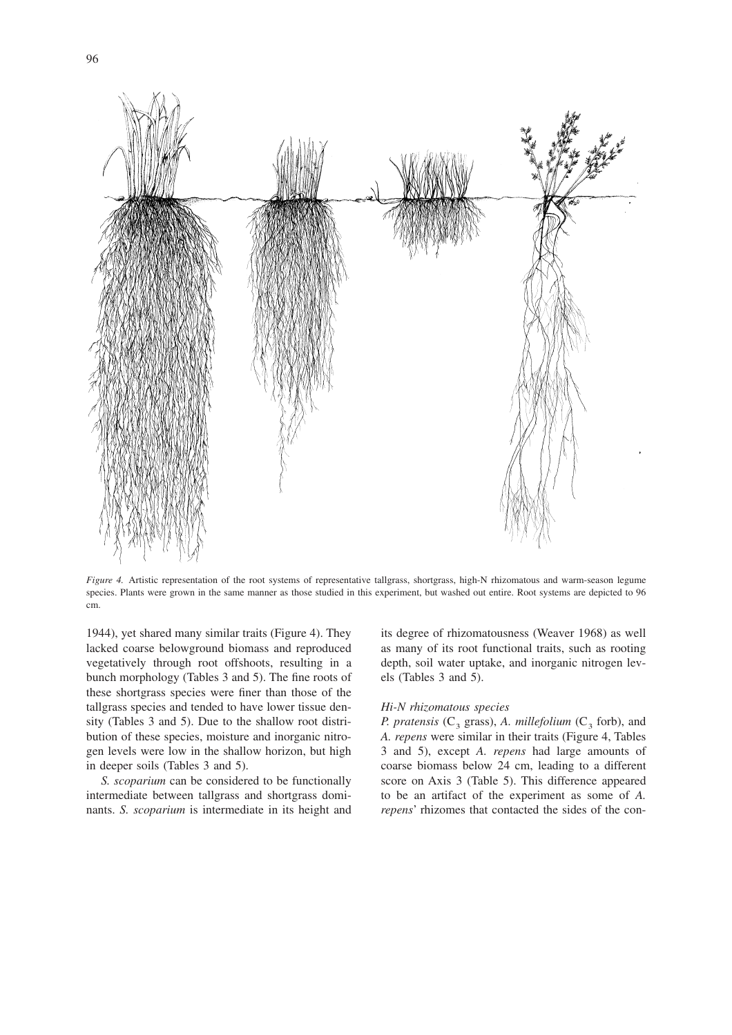*Figure 4.* Artistic representation of the root systems of representative tallgrass, shortgrass, high-N rhizomatous and warm-season legume species. Plants were grown in the same manner as those studied in this experiment, but washed out entire. Root systems are depicted to 96 cm.

1944), yet shared many similar traits (Figure 4). They lacked coarse belowground biomass and reproduced vegetatively through root offshoots, resulting in a bunch morphology (Tables 3 and 5). The fine roots of these shortgrass species were finer than those of the tallgrass species and tended to have lower tissue density (Tables 3 and 5). Due to the shallow root distribution of these species, moisture and inorganic nitrogen levels were low in the shallow horizon, but high in deeper soils (Tables 3 and 5).

*S. scoparium* can be considered to be functionally intermediate between tallgrass and shortgrass dominants. *S. scoparium* is intermediate in its height and its degree of rhizomatousness (Weaver 1968) as well as many of its root functional traits, such as rooting depth, soil water uptake, and inorganic nitrogen levels (Tables 3 and 5).

### *Hi-N rhizomatous species*

*P. pratensis* ($C_3$ grass), *A. millefolium* ($C_3$ forb), and *A. repens* were similar in their traits (Figure 4, Tables 3 and 5), except *A. repens* had large amounts of coarse biomass below 24 cm, leading to a different score on Axis 3 (Table 5). This difference appeared to be an artifact of the experiment as some of *A. repens*' rhizomes that contacted the sides of the con-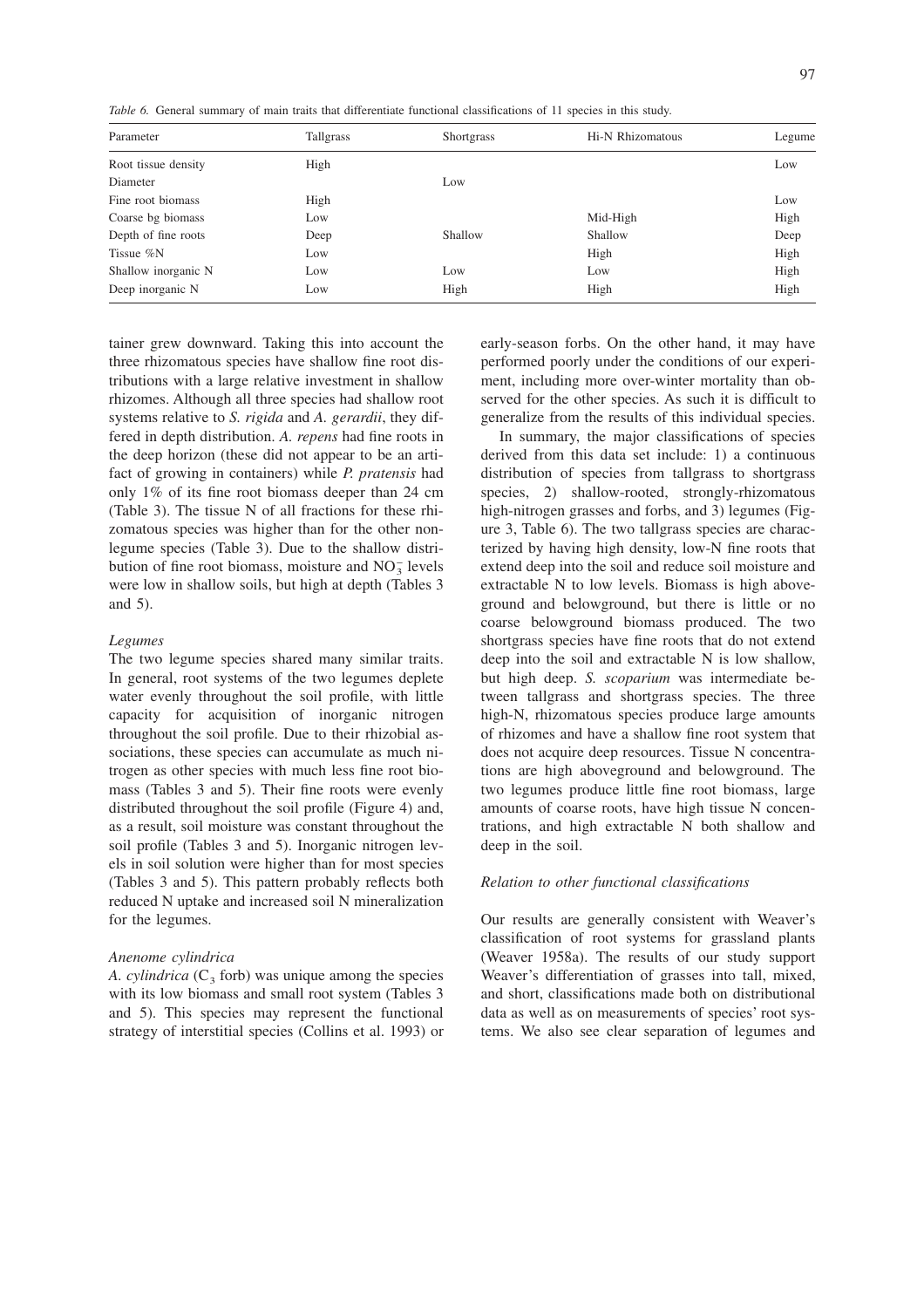*Table 6.* General summary of main traits that differentiate functional classifications of 11 species in this study.

| Parameter | Tallgrass | Shortgrass | Hi-N Rhizomatous | Legume |
|---|---|---|---|---|
| Root tissue density | High | | | Low |
| Diameter | | Low | | |
| Fine root biomass | High | | | Low |
| Coarse bg biomass | Low | | Mid-High | High |
| Depth of fine roots | Deep | Shallow | Shallow | Deep |
| Tissue %N | Low | | High | High |
| Shallow inorganic N | Low | Low | Low | High |
| Deep inorganic N | Low | High | High | High |

tainer grew downward. Taking this into account the three rhizomatous species have shallow fine root distributions with a large relative investment in shallow rhizomes. Although all three species had shallow root systems relative to *S. rigida* and *A. gerardii*, they differed in depth distribution. *A. repens* had fine roots in the deep horizon (these did not appear to be an artifact of growing in containers) while *P. pratensis* had only 1% of its fine root biomass deeper than 24 cm (Table 3). The tissue N of all fractions for these rhizomatous species was higher than for the other non-legume species (Table 3). Due to the shallow distribution of fine root biomass, moisture and $NO_3^-$ levels were low in shallow soils, but high at depth (Tables 3 and 5).

### *Legumes*

The two legume species shared many similar traits. In general, root systems of the two legumes deplete water evenly throughout the soil profile, with little capacity for acquisition of inorganic nitrogen throughout the soil profile. Due to their rhizobial associations, these species can accumulate as much nitrogen as other species with much less fine root biomass (Tables 3 and 5). Their fine roots were evenly distributed throughout the soil profile (Figure 4) and, as a result, soil moisture was constant throughout the soil profile (Tables 3 and 5). Inorganic nitrogen levels in soil solution were higher than for most species (Tables 3 and 5). This pattern probably reflects both reduced N uptake and increased soil N mineralization for the legumes.

### *Anenome cylindrica*

*A. cylindrica* ($C_3$ forb) was unique among the species with its low biomass and small root system (Tables 3 and 5). This species may represent the functional strategy of interstitial species (Collins et al. 1993) or early-season forbs. On the other hand, it may have performed poorly under the conditions of our experiment, including more over-winter mortality than observed for the other species. As such it is difficult to generalize from the results of this individual species.

In summary, the major classifications of species derived from this data set include: 1) a continuous distribution of species from tallgrass to shortgrass species, 2) shallow-rooted, strongly-rhizomatous high-nitrogen grasses and forbs, and 3) legumes (Figure 3, Table 6). The two tallgrass species are characterized by having high density, low-N fine roots that extend deep into the soil and reduce soil moisture and extractable N to low levels. Biomass is high aboveground and belowground, but there is little or no coarse belowground biomass produced. The two shortgrass species have fine roots that do not extend deep into the soil and extractable N is low shallow, but high deep. *S. scoparium* was intermediate between tallgrass and shortgrass species. The three high-N, rhizomatous species produce large amounts of rhizomes and have a shallow fine root system that does not acquire deep resources. Tissue N concentrations are high aboveground and belowground. The two legumes produce little fine root biomass, large amounts of coarse roots, have high tissue N concentrations, and high extractable N both shallow and deep in the soil.

### *Relation to other functional classifications*

Our results are generally consistent with Weaver's classification of root systems for grassland plants (Weaver 1958a). The results of our study support Weaver's differentiation of grasses into tall, mixed, and short, classifications made both on distributional data as well as on measurements of species' root systems. We also see clear separation of legumes and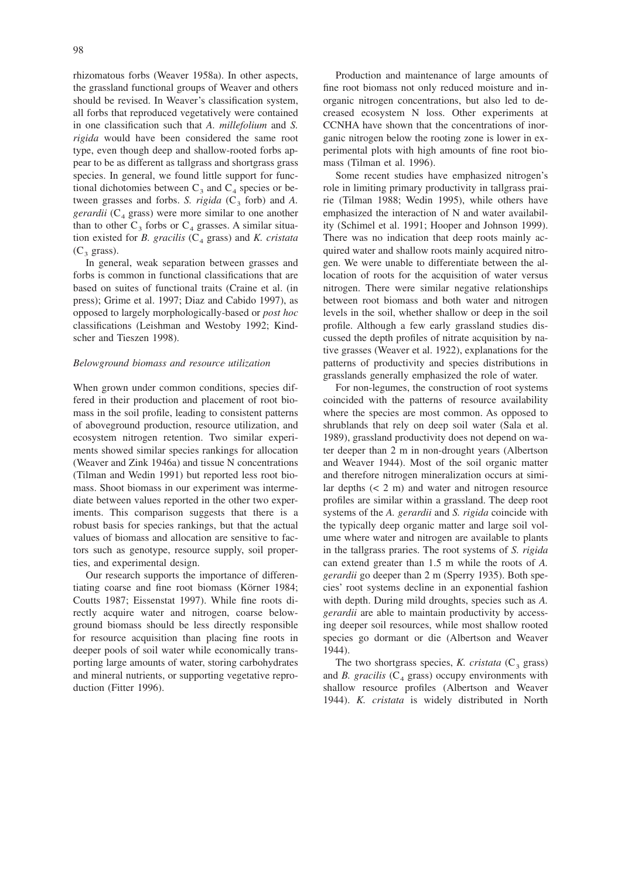rhizomatous forbs (Weaver 1958a). In other aspects, the grassland functional groups of Weaver and others should be revised. In Weaver's classification system, all forbs that reproduced vegetatively were contained in one classification such that *A. millefolium* and *S. rigida* would have been considered the same root type, even though deep and shallow-rooted forbs appear to be as different as tallgrass and shortgrass grass species. In general, we found little support for functional dichotomies between $C_3$ and $C_4$ species or between grasses and forbs. *S. rigida* ($C_3$ forb) and *A. gerardii* ($C_4$ grass) were more similar to one another than to other $C_3$ forbs or $C_4$ grasses. A similar situation existed for *B. gracilis* ($C_4$ grass) and *K. cristata* ($C_3$ grass).

In general, weak separation between grasses and forbs is common in functional classifications that are based on suites of functional traits (Craine et al. (in press); Grime et al. 1997; Diaz and Cabido 1997), as opposed to largely morphologically-based or *post hoc* classifications (Leishman and Westoby 1992; Kindscher and Tieszen 1998).

### *Belowground biomass and resource utilization*

When grown under common conditions, species differed in their production and placement of root biomass in the soil profile, leading to consistent patterns of aboveground production, resource utilization, and ecosystem nitrogen retention. Two similar experiments showed similar species rankings for allocation (Weaver and Zink 1946a) and tissue N concentrations (Tilman and Wedin 1991) but reported less root biomass. Shoot biomass in our experiment was intermediate between values reported in the other two experiments. This comparison suggests that there is a robust basis for species rankings, but that the actual values of biomass and allocation are sensitive to factors such as genotype, resource supply, soil properties, and experimental design.

Our research supports the importance of differentiating coarse and fine root biomass (Körner 1984; Coutts 1987; Eissenstat 1997). While fine roots directly acquire water and nitrogen, coarse belowground biomass should be less directly responsible for resource acquisition than placing fine roots in deeper pools of soil water while economically transporting large amounts of water, storing carbohydrates and mineral nutrients, or supporting vegetative reproduction (Fitter 1996).

Production and maintenance of large amounts of fine root biomass not only reduced moisture and inorganic nitrogen concentrations, but also led to decreased ecosystem N loss. Other experiments at CCNHA have shown that the concentrations of inorganic nitrogen below the rooting zone is lower in experimental plots with high amounts of fine root biomass (Tilman et al. 1996).

Some recent studies have emphasized nitrogen's role in limiting primary productivity in tallgrass prairie (Tilman 1988; Wedin 1995), while others have emphasized the interaction of N and water availability (Schimel et al. 1991; Hooper and Johnson 1999). There was no indication that deep roots mainly acquired water and shallow roots mainly acquired nitrogen. We were unable to differentiate between the allocation of roots for the acquisition of water versus nitrogen. There were similar negative relationships between root biomass and both water and nitrogen levels in the soil, whether shallow or deep in the soil profile. Although a few early grassland studies discussed the depth profiles of nitrate acquisition by native grasses (Weaver et al. 1922), explanations for the patterns of productivity and species distributions in grasslands generally emphasized the role of water.

For non-legumes, the construction of root systems coincided with the patterns of resource availability where the species are most common. As opposed to shrublands that rely on deep soil water (Sala et al. 1989), grassland productivity does not depend on water deeper than 2 m in non-drought years (Albertson and Weaver 1944). Most of the soil organic matter and therefore nitrogen mineralization occurs at similar depths (< 2 m) and water and nitrogen resource profiles are similar within a grassland. The deep root systems of the *A. gerardii* and *S. rigida* coincide with the typically deep organic matter and large soil volume where water and nitrogen are available to plants in the tallgrass praries. The root systems of *S. rigida* can extend greater than 1.5 m while the roots of *A. gerardii* go deeper than 2 m (Sperry 1935). Both species' root systems decline in an exponential fashion with depth. During mild droughts, species such as *A. gerardii* are able to maintain productivity by accessing deeper soil resources, while most shallow rooted species go dormant or die (Albertson and Weaver 1944).

The two shortgrass species, *K. cristata* ($C_3$ grass) and *B. gracilis* ($C_4$ grass) occupy environments with shallow resource profiles (Albertson and Weaver 1944). *K. cristata* is widely distributed in North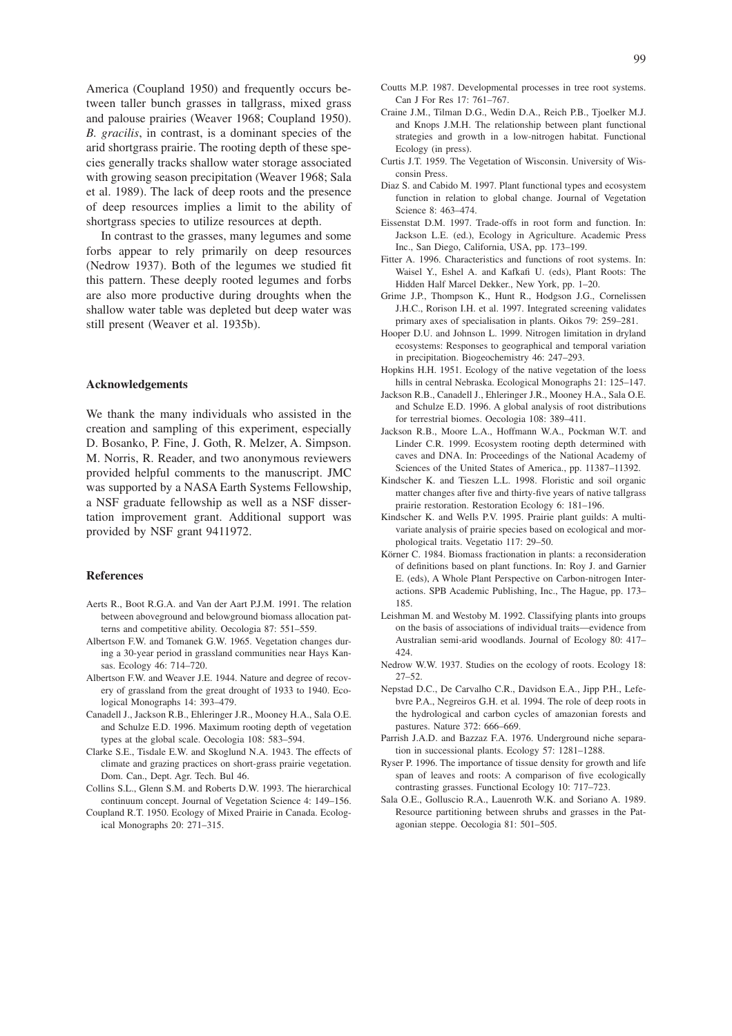America (Coupland 1950) and frequently occurs between taller bunch grasses in tallgrass, mixed grass and palouse prairies (Weaver 1968; Coupland 1950). *B. gracilis*, in contrast, is a dominant species of the arid shortgrass prairie. The rooting depth of these species generally tracks shallow water storage associated with growing season precipitation (Weaver 1968; Sala et al. 1989). The lack of deep roots and the presence of deep resources implies a limit to the ability of shortgrass species to utilize resources at depth.

In contrast to the grasses, many legumes and some forbs appear to rely primarily on deep resources (Nedrow 1937). Both of the legumes we studied fit this pattern. These deeply rooted legumes and forbs are also more productive during droughts when the shallow water table was depleted but deep water was still present (Weaver et al. 1935b).

## Acknowledgements

We thank the many individuals who assisted in the creation and sampling of this experiment, especially D. Bosanko, P. Fine, J. Goth, R. Melzer, A. Simpson. M. Norris, R. Reader, and two anonymous reviewers provided helpful comments to the manuscript. JMC was supported by a NASA Earth Systems Fellowship, a NSF graduate fellowship as well as a NSF dissertation improvement grant. Additional support was provided by NSF grant 9411972.

## References

Aerts R., Boot R.G.A. and Van der Aart P.J.M. 1991. The relation between aboveground and belowground biomass allocation patterns and competitive ability. Oecologia 87: 551–559.

Albertson F.W. and Tomanek G.W. 1965. Vegetation changes during a 30-year period in grassland communities near Hays Kansas. Ecology 46: 714–720.

Albertson F.W. and Weaver J.E. 1944. Nature and degree of recovery of grassland from the great drought of 1933 to 1940. Ecological Monographs 14: 393–479.

Canadell J., Jackson R.B., Ehleringer J.R., Mooney H.A., Sala O.E. and Schulze E.D. 1996. Maximum rooting depth of vegetation types at the global scale. Oecologia 108: 583–594.

Clarke S.E., Tisdale E.W. and Skoglund N.A. 1943. The effects of climate and grazing practices on short-grass prairie vegetation. Dom. Can., Dept. Agr. Tech. Bul 46.

Collins S.L., Glenn S.M. and Roberts D.W. 1993. The hierarchical continuum concept. Journal of Vegetation Science 4: 149–156.

Coupland R.T. 1950. Ecology of Mixed Prairie in Canada. Ecological Monographs 20: 271–315.

Coutts M.P. 1987. Developmental processes in tree root systems. Can J For Res 17: 761–767.

Craine J.M., Tilman D.G., Wedin D.A., Reich P.B., Tjoelker M.J. and Knops J.M.H. The relationship between plant functional strategies and growth in a low-nitrogen habitat. Functional Ecology (in press).

Curtis J.T. 1959. The Vegetation of Wisconsin. University of Wisconsin Press.

Diaz S. and Cabido M. 1997. Plant functional types and ecosystem function in relation to global change. Journal of Vegetation Science 8: 463–474.

Eissenstat D.M. 1997. Trade-offs in root form and function. In: Jackson L.E. (ed.), Ecology in Agriculture. Academic Press Inc., San Diego, California, USA, pp. 173–199.

Fitter A. 1996. Characteristics and functions of root systems. In: Waisel Y., Eshel A. and Kafkafi U. (eds), Plant Roots: The Hidden Half Marcel Dekker., New York, pp. 1–20.

Grime J.P., Thompson K., Hunt R., Hodgson J.G., Cornelissen J.H.C., Rorison I.H. et al. 1997. Integrated screening validates primary axes of specialisation in plants. Oikos 79: 259–281.

Hooper D.U. and Johnson L. 1999. Nitrogen limitation in dryland ecosystems: Responses to geographical and temporal variation in precipitation. Biogeochemistry 46: 247–293.

Hopkins H.H. 1951. Ecology of the native vegetation of the loess hills in central Nebraska. Ecological Monographs 21: 125–147.

Jackson R.B., Canadell J., Ehleringer J.R., Mooney H.A., Sala O.E. and Schulze E.D. 1996. A global analysis of root distributions for terrestrial biomes. Oecologia 108: 389–411.

Jackson R.B., Moore L.A., Hoffmann W.A., Pockman W.T. and Linder C.R. 1999. Ecosystem rooting depth determined with caves and DNA. In: Proceedings of the National Academy of Sciences of the United States of America., pp. 11387–11392.

Kindscher K. and Tieszen L.L. 1998. Floristic and soil organic matter changes after five and thirty-five years of native tallgrass prairie restoration. Restoration Ecology 6: 181–196.

Kindscher K. and Wells P.V. 1995. Prairie plant guilds: A multivariate analysis of prairie species based on ecological and morphological traits. Vegetatio 117: 29–50.

Körner C. 1984. Biomass fractionation in plants: a reconsideration of definitions based on plant functions. In: Roy J. and Garnier E. (eds), A Whole Plant Perspective on Carbon-nitrogen Interactions. SPB Academic Publishing, Inc., The Hague, pp. 173–185.

Leishman M. and Westoby M. 1992. Classifying plants into groups on the basis of associations of individual traits—evidence from Australian semi-arid woodlands. Journal of Ecology 80: 417–424.

Nedrow W.W. 1937. Studies on the ecology of roots. Ecology 18: 27–52.

Nepstad D.C., De Carvalho C.R., Davidson E.A., Jipp P.H., Lefebvre P.A., Negreiros G.H. et al. 1994. The role of deep roots in the hydrological and carbon cycles of amazonian forests and pastures. Nature 372: 666–669.

Parrish J.A.D. and Bazzaz F.A. 1976. Underground niche separation in successional plants. Ecology 57: 1281–1288.

Ryser P. 1996. The importance of tissue density for growth and life span of leaves and roots: A comparison of five ecologically contrasting grasses. Functional Ecology 10: 717–723.

Sala O.E., Golluscio R.A., Lauenroth W.K. and Soriano A. 1989. Resource partitioning between shrubs and grasses in the Patagonian steppe. Oecologia 81: 501–505.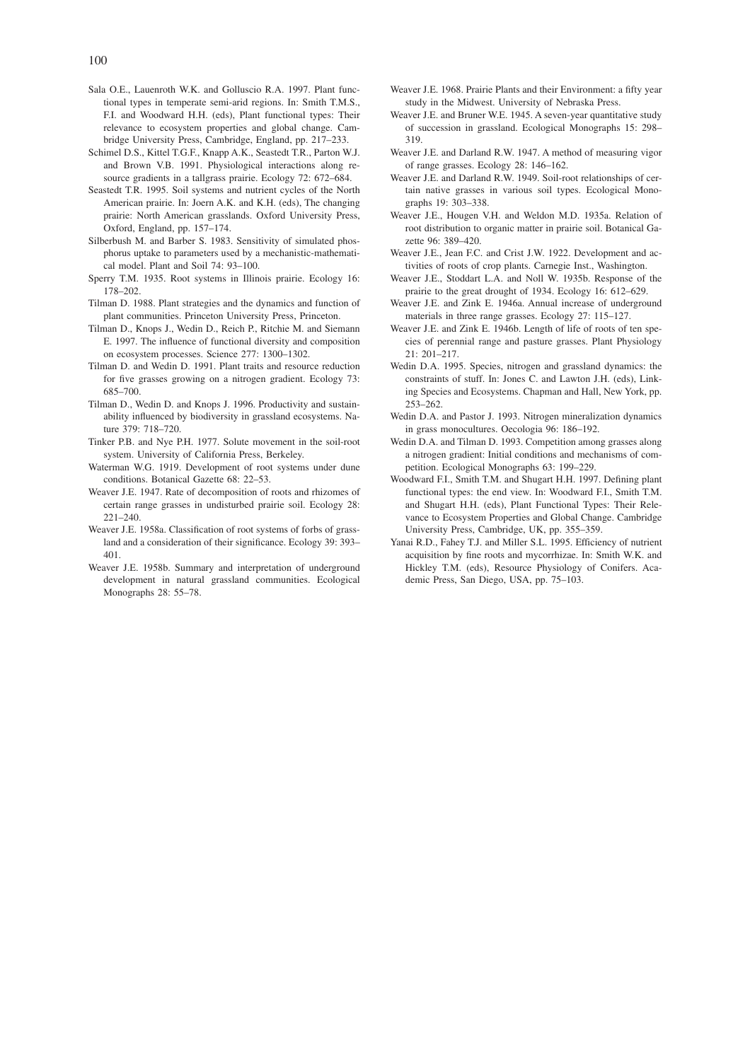Sala O.E., Lauenroth W.K. and Golluscio R.A. 1997. Plant functional types in temperate semi-arid regions. In: Smith T.M.S., F.I. and Woodward H.H. (eds), Plant functional types: Their relevance to ecosystem properties and global change. Cambridge University Press, Cambridge, England, pp. 217–233.

Schimel D.S., Kittel T.G.F., Knapp A.K., Seastedt T.R., Parton W.J. and Brown V.B. 1991. Physiological interactions along resource gradients in a tallgrass prairie. Ecology 72: 672–684.

Seastedt T.R. 1995. Soil systems and nutrient cycles of the North American prairie. In: Joern A.K. and K.H. (eds), The changing prairie: North American grasslands. Oxford University Press, Oxford, England, pp. 157–174.

Silberbush M. and Barber S. 1983. Sensitivity of simulated phosphorus uptake to parameters used by a mechanistic-mathematical model. Plant and Soil 74: 93–100.

Sperry T.M. 1935. Root systems in Illinois prairie. Ecology 16: 178–202.

Tilman D. 1988. Plant strategies and the dynamics and function of plant communities. Princeton University Press, Princeton.

Tilman D., Knops J., Wedin D., Reich P., Ritchie M. and Siemann E. 1997. The influence of functional diversity and composition on ecosystem processes. Science 277: 1300–1302.

Tilman D. and Wedin D. 1991. Plant traits and resource reduction for five grasses growing on a nitrogen gradient. Ecology 73: 685–700.

Tilman D., Wedin D. and Knops J. 1996. Productivity and sustainability influenced by biodiversity in grassland ecosystems. Nature 379: 718–720.

Tinker P.B. and Nye P.H. 1977. Solute movement in the soil-root system. University of California Press, Berkeley.

Waterman W.G. 1919. Development of root systems under dune conditions. Botanical Gazette 68: 22–53.

Weaver J.E. 1947. Rate of decomposition of roots and rhizomes of certain range grasses in undisturbed prairie soil. Ecology 28: 221–240.

Weaver J.E. 1958a. Classification of root systems of forbs of grassland and a consideration of their significance. Ecology 39: 393–401.

Weaver J.E. 1958b. Summary and interpretation of underground development in natural grassland communities. Ecological Monographs 28: 55–78.

Weaver J.E. 1968. Prairie Plants and their Environment: a fifty year study in the Midwest. University of Nebraska Press.

Weaver J.E. and Bruner W.E. 1945. A seven-year quantitative study of succession in grassland. Ecological Monographs 15: 298–319.

Weaver J.E. and Darland R.W. 1947. A method of measuring vigor of range grasses. Ecology 28: 146–162.

Weaver J.E. and Darland R.W. 1949. Soil-root relationships of certain native grasses in various soil types. Ecological Monographs 19: 303–338.

Weaver J.E., Hougen V.H. and Weldon M.D. 1935a. Relation of root distribution to organic matter in prairie soil. Botanical Gazette 96: 389–420.

Weaver J.E., Jean F.C. and Crist J.W. 1922. Development and activities of roots of crop plants. Carnegie Inst., Washington.

Weaver J.E., Stoddart L.A. and Noll W. 1935b. Response of the prairie to the great drought of 1934. Ecology 16: 612–629.

Weaver J.E. and Zink E. 1946a. Annual increase of underground materials in three range grasses. Ecology 27: 115–127.

Weaver J.E. and Zink E. 1946b. Length of life of roots of ten species of perennial range and pasture grasses. Plant Physiology 21: 201–217.

Wedin D.A. 1995. Species, nitrogen and grassland dynamics: the constraints of stuff. In: Jones C. and Lawton J.H. (eds), Linking Species and Ecosystems. Chapman and Hall, New York, pp. 253–262.

Wedin D.A. and Pastor J. 1993. Nitrogen mineralization dynamics in grass monocultures. Oecologia 96: 186–192.

Wedin D.A. and Tilman D. 1993. Competition among grasses along a nitrogen gradient: Initial conditions and mechanisms of competition. Ecological Monographs 63: 199–229.

Woodward F.I., Smith T.M. and Shugart H.H. 1997. Defining plant functional types: the end view. In: Woodward F.I., Smith T.M. and Shugart H.H. (eds), Plant Functional Types: Their Relevance to Ecosystem Properties and Global Change. Cambridge University Press, Cambridge, UK, pp. 355–359.

Yanai R.D., Fahey T.J. and Miller S.L. 1995. Efficiency of nutrient acquisition by fine roots and mycorrhizae. In: Smith W.K. and Hickley T.M. (eds), Resource Physiology of Conifers. Academic Press, San Diego, USA, pp. 75–103.